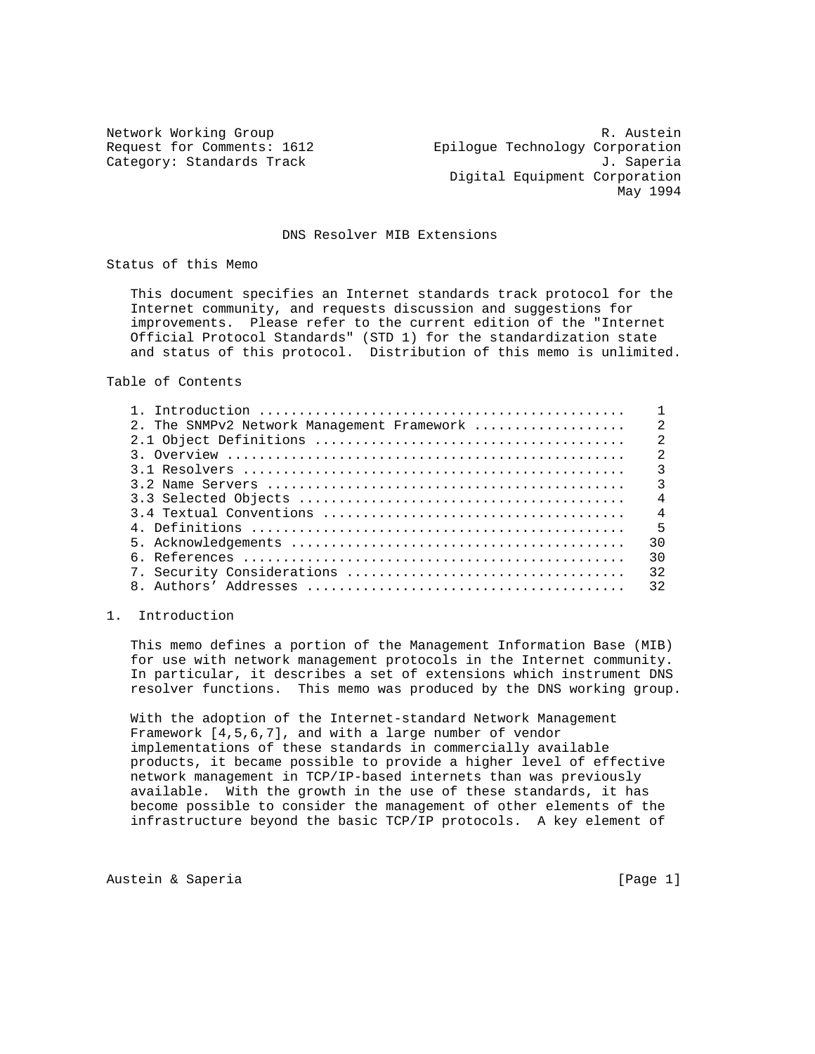Network Working Group R. Austein
Request for Comments: 1612 Epilogue Technology Corporation
Category: Standards Track J. Saperia
Digital Equipment Corporation
May 1994

# DNS Resolver MIB Extensions

## Status of this Memo

This document specifies an Internet standards track protocol for the Internet community, and requests discussion and suggestions for improvements. Please refer to the current edition of the "Internet Official Protocol Standards" (STD 1) for the standardization state and status of this protocol. Distribution of this memo is unlimited.

## Table of Contents

```
1. Introduction .............................................    1
2. The SNMPv2 Network Management Framework ..................    2
2.1 Object Definitions ......................................    2
3. Overview .................................................    2
3.1 Resolvers ...............................................    3
3.2 Name Servers ............................................    3
3.3 Selected Objects ........................................    4
3.4 Textual Conventions .....................................    4
4. Definitions ..............................................    5
5. Acknowledgements .........................................   30
6. References ...............................................   30
7. Security Considerations ..................................   32
8. Authors' Addresses .......................................   32
```

## 1. Introduction

This memo defines a portion of the Management Information Base (MIB) for use with network management protocols in the Internet community. In particular, it describes a set of extensions which instrument DNS resolver functions. This memo was produced by the DNS working group.

With the adoption of the Internet-standard Network Management Framework [4,5,6,7], and with a large number of vendor implementations of these standards in commercially available products, it became possible to provide a higher level of effective network management in TCP/IP-based internets than was previously available. With the growth in the use of these standards, it has become possible to consider the management of other elements of the infrastructure beyond the basic TCP/IP protocols. A key element of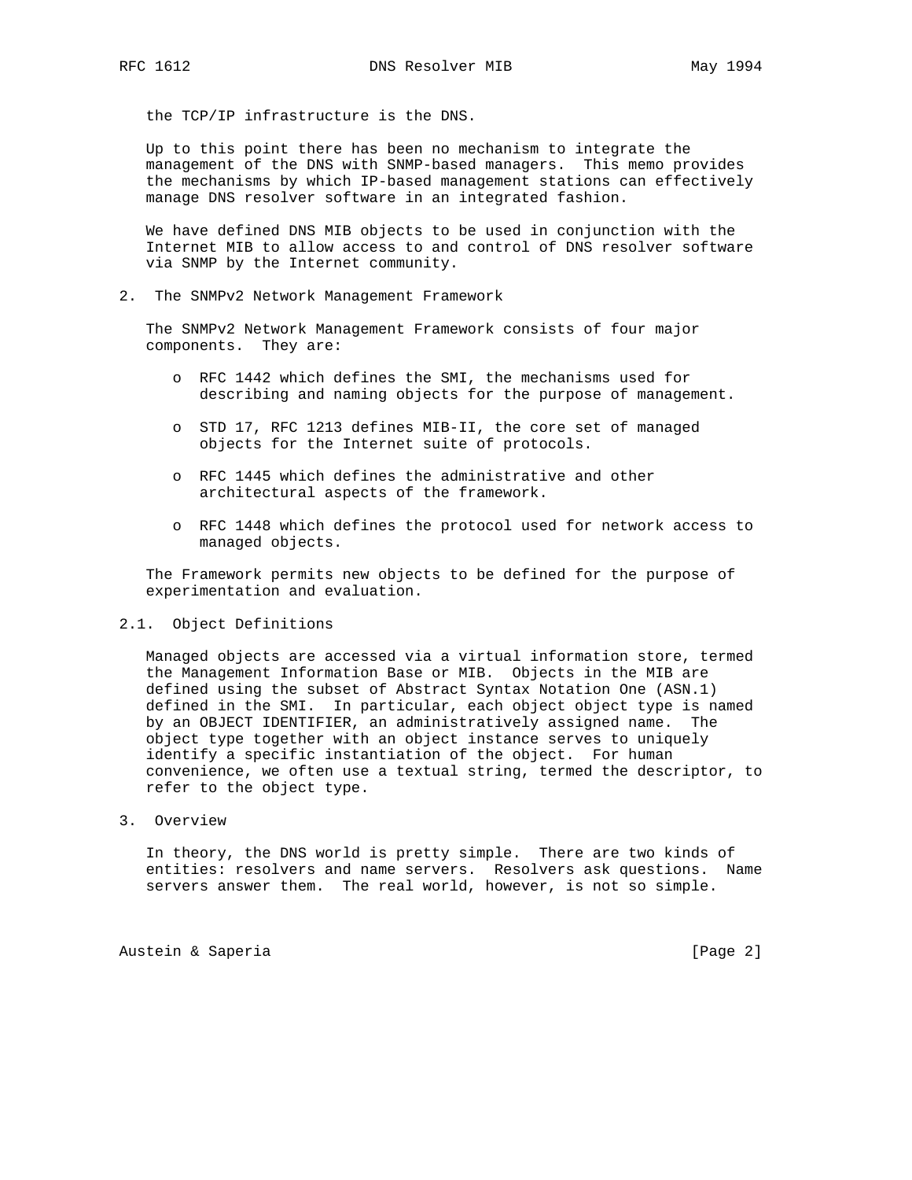the TCP/IP infrastructure is the DNS.

Up to this point there has been no mechanism to integrate the management of the DNS with SNMP-based managers. This memo provides the mechanisms by which IP-based management stations can effectively manage DNS resolver software in an integrated fashion.

We have defined DNS MIB objects to be used in conjunction with the Internet MIB to allow access to and control of DNS resolver software via SNMP by the Internet community.

## 2. The SNMPv2 Network Management Framework

The SNMPv2 Network Management Framework consists of four major components. They are:

- RFC 1442 which defines the SMI, the mechanisms used for describing and naming objects for the purpose of management.
- STD 17, RFC 1213 defines MIB-II, the core set of managed objects for the Internet suite of protocols.
- RFC 1445 which defines the administrative and other architectural aspects of the framework.
- RFC 1448 which defines the protocol used for network access to managed objects.

The Framework permits new objects to be defined for the purpose of experimentation and evaluation.

### 2.1. Object Definitions

Managed objects are accessed via a virtual information store, termed the Management Information Base or MIB. Objects in the MIB are defined using the subset of Abstract Syntax Notation One (ASN.1) defined in the SMI. In particular, each object object type is named by an OBJECT IDENTIFIER, an administratively assigned name. The object type together with an object instance serves to uniquely identify a specific instantiation of the object. For human convenience, we often use a textual string, termed the descriptor, to refer to the object type.

## 3. Overview

In theory, the DNS world is pretty simple. There are two kinds of entities: resolvers and name servers. Resolvers ask questions. Name servers answer them. The real world, however, is not so simple.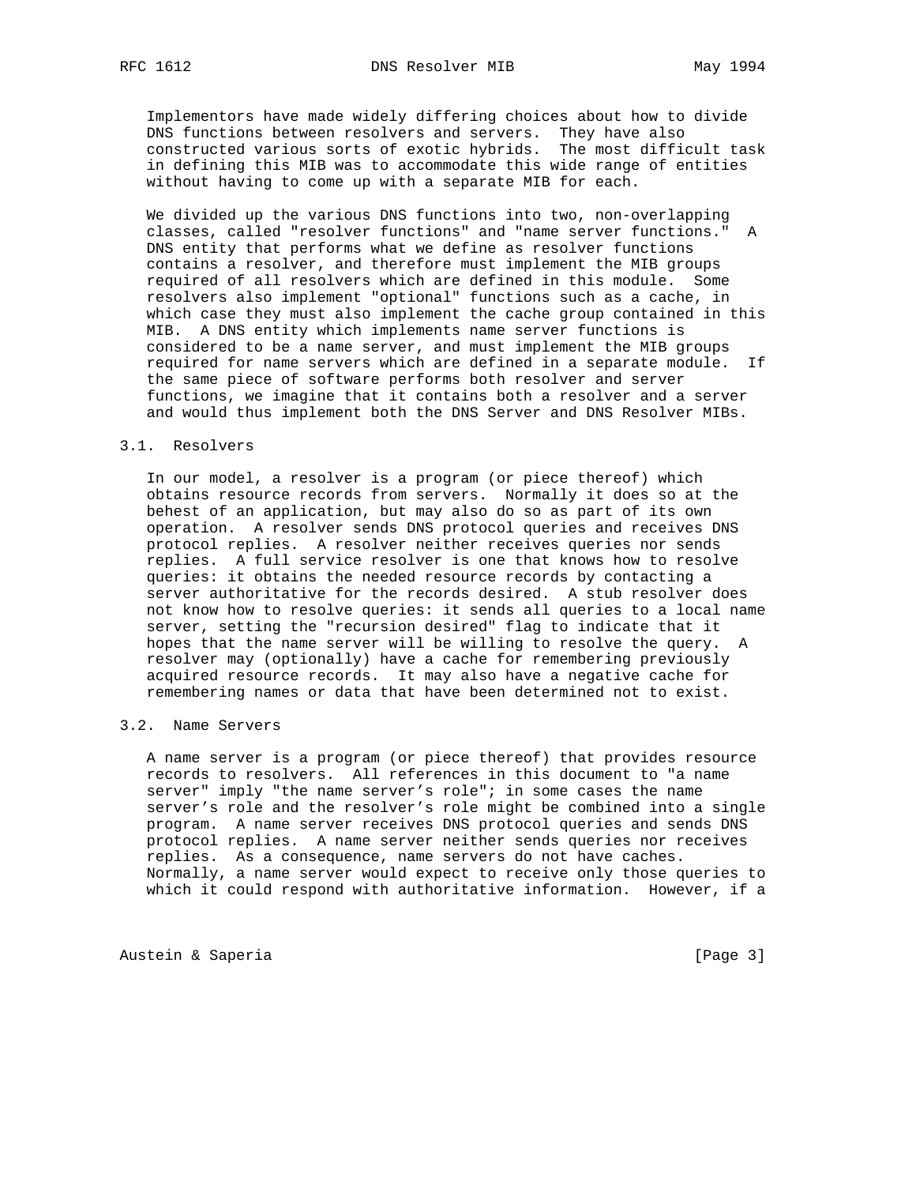Implementors have made widely differing choices about how to divide DNS functions between resolvers and servers. They have also constructed various sorts of exotic hybrids. The most difficult task in defining this MIB was to accommodate this wide range of entities without having to come up with a separate MIB for each.

We divided up the various DNS functions into two, non-overlapping classes, called "resolver functions" and "name server functions." A DNS entity that performs what we define as resolver functions contains a resolver, and therefore must implement the MIB groups required of all resolvers which are defined in this module. Some resolvers also implement "optional" functions such as a cache, in which case they must also implement the cache group contained in this MIB. A DNS entity which implements name server functions is considered to be a name server, and must implement the MIB groups required for name servers which are defined in a separate module. If the same piece of software performs both resolver and server functions, we imagine that it contains both a resolver and a server and would thus implement both the DNS Server and DNS Resolver MIBs.

### 3.1. Resolvers

In our model, a resolver is a program (or piece thereof) which obtains resource records from servers. Normally it does so at the behest of an application, but may also do so as part of its own operation. A resolver sends DNS protocol queries and receives DNS protocol replies. A resolver neither receives queries nor sends replies. A full service resolver is one that knows how to resolve queries: it obtains the needed resource records by contacting a server authoritative for the records desired. A stub resolver does not know how to resolve queries: it sends all queries to a local name server, setting the "recursion desired" flag to indicate that it hopes that the name server will be willing to resolve the query. A resolver may (optionally) have a cache for remembering previously acquired resource records. It may also have a negative cache for remembering names or data that have been determined not to exist.

### 3.2. Name Servers

A name server is a program (or piece thereof) that provides resource records to resolvers. All references in this document to "a name server" imply "the name server's role"; in some cases the name server's role and the resolver's role might be combined into a single program. A name server receives DNS protocol queries and sends DNS protocol replies. A name server neither sends queries nor receives replies. As a consequence, name servers do not have caches. Normally, a name server would expect to receive only those queries to which it could respond with authoritative information. However, if a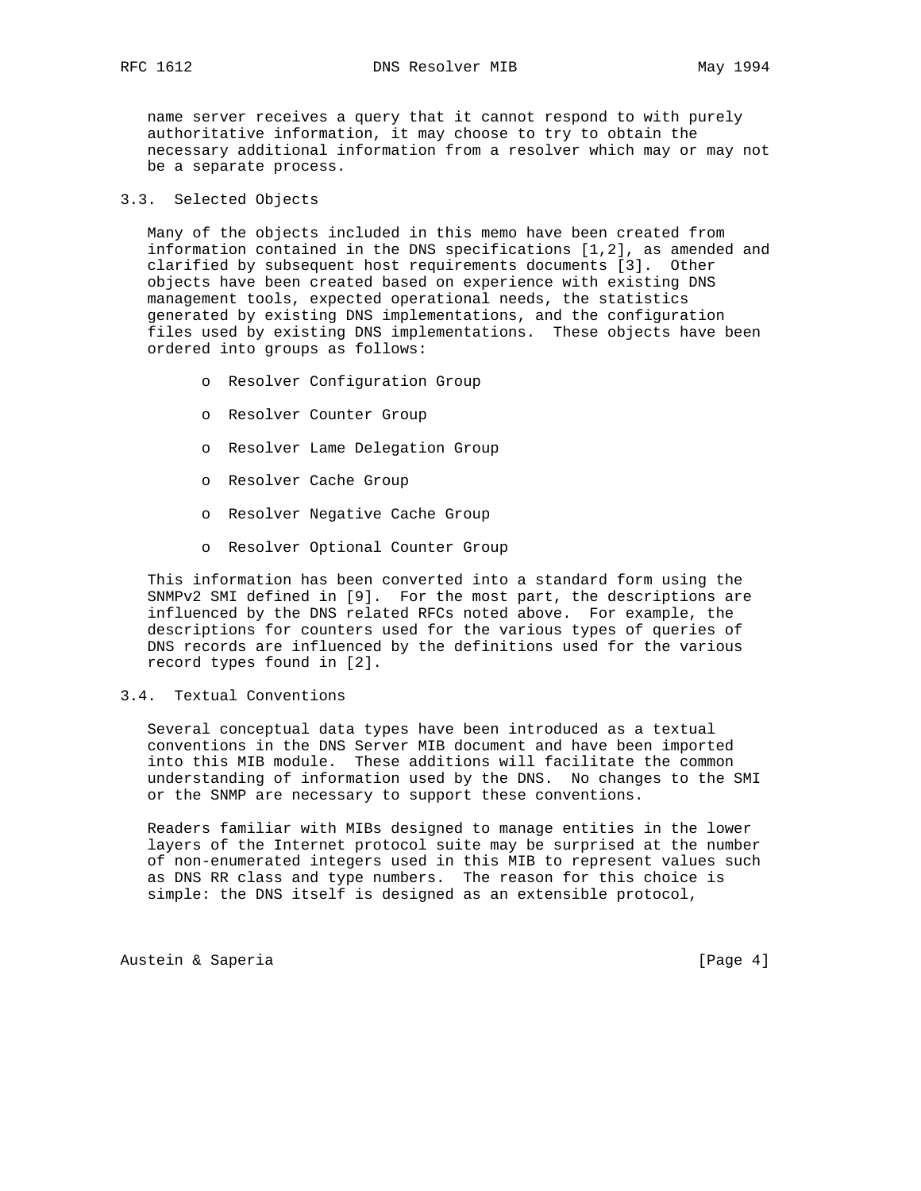name server receives a query that it cannot respond to with purely authoritative information, it may choose to try to obtain the necessary additional information from a resolver which may or may not be a separate process.

### 3.3. Selected Objects

Many of the objects included in this memo have been created from information contained in the DNS specifications [1,2], as amended and clarified by subsequent host requirements documents [3]. Other objects have been created based on experience with existing DNS management tools, expected operational needs, the statistics generated by existing DNS implementations, and the configuration files used by existing DNS implementations. These objects have been ordered into groups as follows:

- Resolver Configuration Group
- Resolver Counter Group
- Resolver Lame Delegation Group
- Resolver Cache Group
- Resolver Negative Cache Group
- Resolver Optional Counter Group

This information has been converted into a standard form using the SNMPv2 SMI defined in [9]. For the most part, the descriptions are influenced by the DNS related RFCs noted above. For example, the descriptions for counters used for the various types of queries of DNS records are influenced by the definitions used for the various record types found in [2].

### 3.4. Textual Conventions

Several conceptual data types have been introduced as a textual conventions in the DNS Server MIB document and have been imported into this MIB module. These additions will facilitate the common understanding of information used by the DNS. No changes to the SMI or the SNMP are necessary to support these conventions.

Readers familiar with MIBs designed to manage entities in the lower layers of the Internet protocol suite may be surprised at the number of non-enumerated integers used in this MIB to represent values such as DNS RR class and type numbers. The reason for this choice is simple: the DNS itself is designed as an extensible protocol,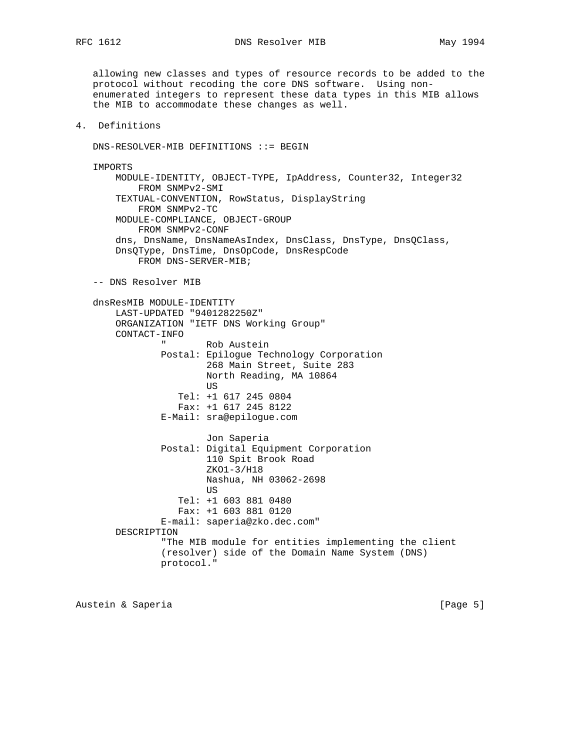allowing new classes and types of resource records to be added to the protocol without recoding the core DNS software. Using non-enumerated integers to represent these data types in this MIB allows the MIB to accommodate these changes as well.

## 4. Definitions

```
DNS-RESOLVER-MIB DEFINITIONS ::= BEGIN

IMPORTS
    MODULE-IDENTITY, OBJECT-TYPE, IpAddress, Counter32, Integer32
        FROM SNMPv2-SMI
    TEXTUAL-CONVENTION, RowStatus, DisplayString
        FROM SNMPv2-TC
    MODULE-COMPLIANCE, OBJECT-GROUP
        FROM SNMPv2-CONF
    dns, DnsName, DnsNameAsIndex, DnsClass, DnsType, DnsQClass,
    DnsQType, DnsTime, DnsOpCode, DnsRespCode
        FROM DNS-SERVER-MIB;

-- DNS Resolver MIB

dnsResMIB MODULE-IDENTITY
    LAST-UPDATED "9401282250Z"
    ORGANIZATION "IETF DNS Working Group"
    CONTACT-INFO
            "       Rob Austein
            Postal: Epilogue Technology Corporation
                    268 Main Street, Suite 283
                    North Reading, MA 10864
                    US
               Tel: +1 617 245 0804
               Fax: +1 617 245 8122
            E-Mail: sra@epilogue.com

                    Jon Saperia
            Postal: Digital Equipment Corporation
                    110 Spit Brook Road
                    ZKO1-3/H18
                    Nashua, NH 03062-2698
                    US
               Tel: +1 603 881 0480
               Fax: +1 603 881 0120
            E-mail: saperia@zko.dec.com"
    DESCRIPTION
            "The MIB module for entities implementing the client
            (resolver) side of the Domain Name System (DNS)
            protocol."
```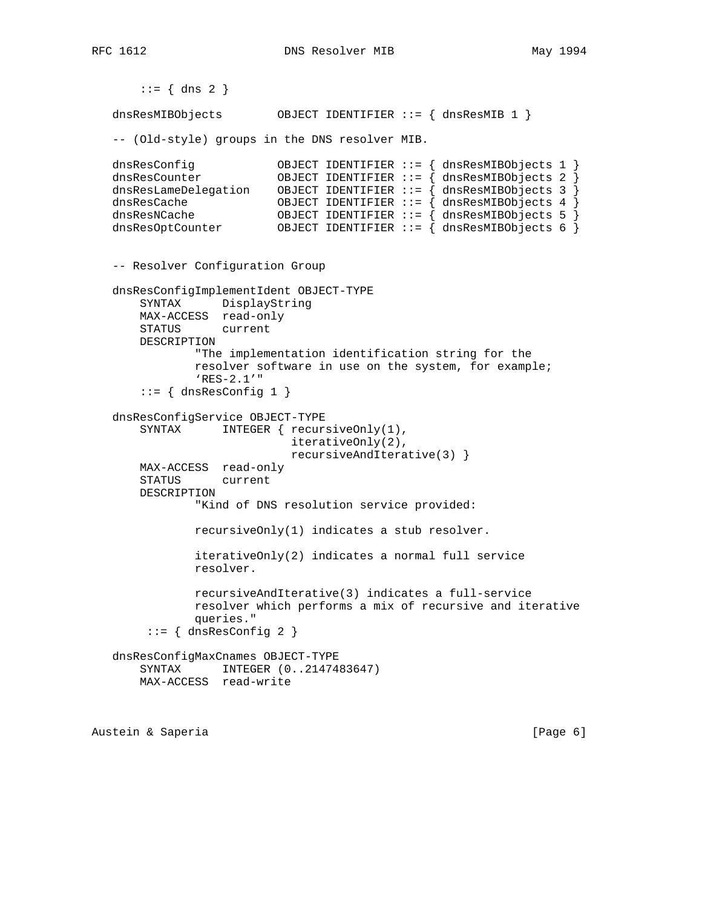```
       ::= { dns 2 }

   dnsResMIBObjects        OBJECT IDENTIFIER ::= { dnsResMIB 1 }

   -- (Old-style) groups in the DNS resolver MIB.

   dnsResConfig            OBJECT IDENTIFIER ::= { dnsResMIBObjects 1 }
   dnsResCounter           OBJECT IDENTIFIER ::= { dnsResMIBObjects 2 }
   dnsResLameDelegation    OBJECT IDENTIFIER ::= { dnsResMIBObjects 3 }
   dnsResCache             OBJECT IDENTIFIER ::= { dnsResMIBObjects 4 }
   dnsResNCache            OBJECT IDENTIFIER ::= { dnsResMIBObjects 5 }
   dnsResOptCounter        OBJECT IDENTIFIER ::= { dnsResMIBObjects 6 }


   -- Resolver Configuration Group

   dnsResConfigImplementIdent OBJECT-TYPE
       SYNTAX      DisplayString
       MAX-ACCESS  read-only
       STATUS      current
       DESCRIPTION
               "The implementation identification string for the
               resolver software in use on the system, for example;
               'RES-2.1'"
       ::= { dnsResConfig 1 }

   dnsResConfigService OBJECT-TYPE
       SYNTAX      INTEGER { recursiveOnly(1),
                             iterativeOnly(2),
                             recursiveAndIterative(3) }
       MAX-ACCESS  read-only
       STATUS      current
       DESCRIPTION
               "Kind of DNS resolution service provided:

               recursiveOnly(1) indicates a stub resolver.

               iterativeOnly(2) indicates a normal full service
               resolver.

               recursiveAndIterative(3) indicates a full-service
               resolver which performs a mix of recursive and iterative
               queries."
        ::= { dnsResConfig 2 }

   dnsResConfigMaxCnames OBJECT-TYPE
       SYNTAX      INTEGER (0..2147483647)
       MAX-ACCESS  read-write
```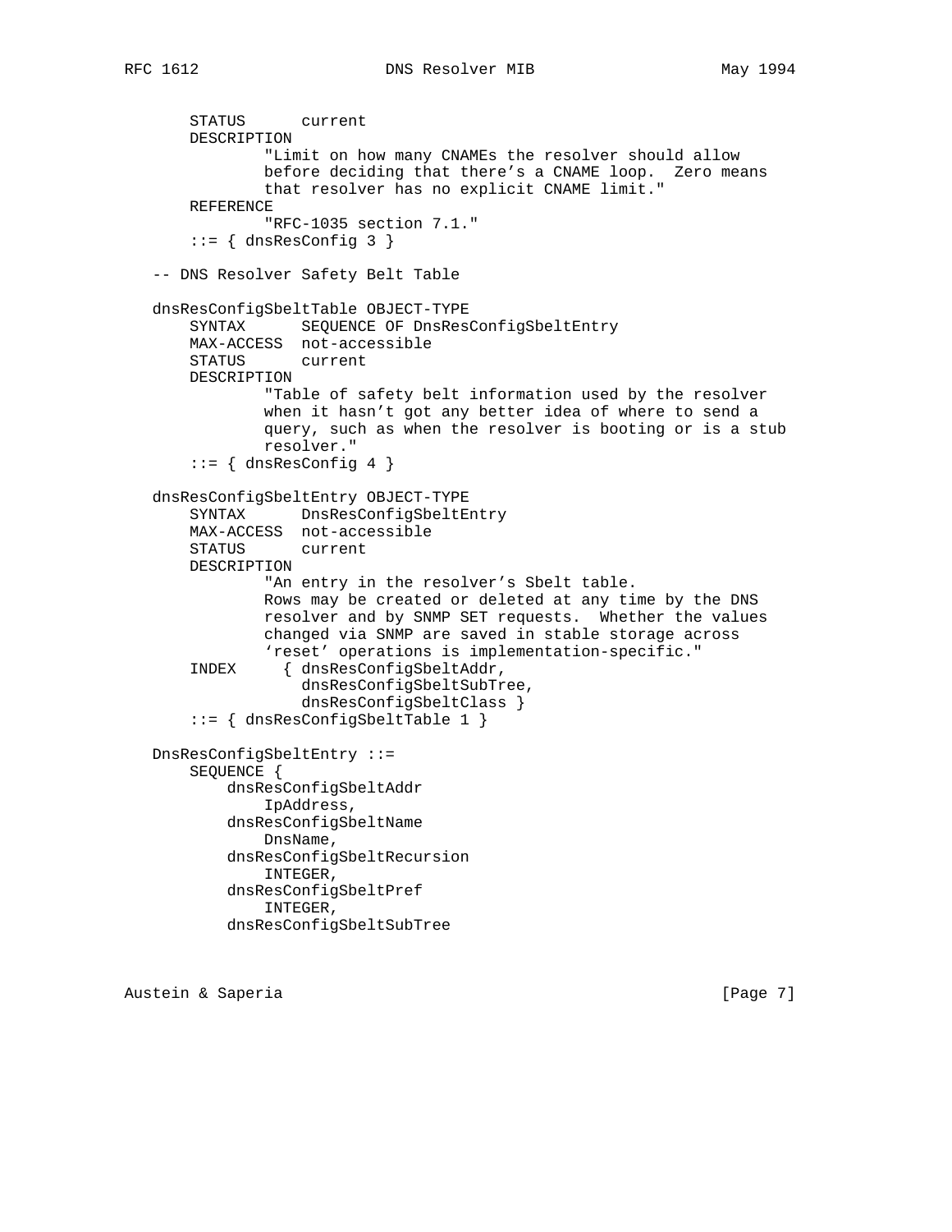```
       STATUS      current
       DESCRIPTION
               "Limit on how many CNAMEs the resolver should allow
               before deciding that there's a CNAME loop.  Zero means
               that resolver has no explicit CNAME limit."
       REFERENCE
               "RFC-1035 section 7.1."
       ::= { dnsResConfig 3 }

   -- DNS Resolver Safety Belt Table

   dnsResConfigSbeltTable OBJECT-TYPE
       SYNTAX      SEQUENCE OF DnsResConfigSbeltEntry
       MAX-ACCESS  not-accessible
       STATUS      current
       DESCRIPTION
               "Table of safety belt information used by the resolver
               when it hasn't got any better idea of where to send a
               query, such as when the resolver is booting or is a stub
               resolver."
       ::= { dnsResConfig 4 }

   dnsResConfigSbeltEntry OBJECT-TYPE
       SYNTAX      DnsResConfigSbeltEntry
       MAX-ACCESS  not-accessible
       STATUS      current
       DESCRIPTION
               "An entry in the resolver's Sbelt table.
               Rows may be created or deleted at any time by the DNS
               resolver and by SNMP SET requests.  Whether the values
               changed via SNMP are saved in stable storage across
               'reset' operations is implementation-specific."
       INDEX     { dnsResConfigSbeltAddr,
                   dnsResConfigSbeltSubTree,
                   dnsResConfigSbeltClass }
       ::= { dnsResConfigSbeltTable 1 }

   DnsResConfigSbeltEntry ::=
       SEQUENCE {
           dnsResConfigSbeltAddr
               IpAddress,
           dnsResConfigSbeltName
               DnsName,
           dnsResConfigSbeltRecursion
               INTEGER,
           dnsResConfigSbeltPref
               INTEGER,
           dnsResConfigSbeltSubTree
```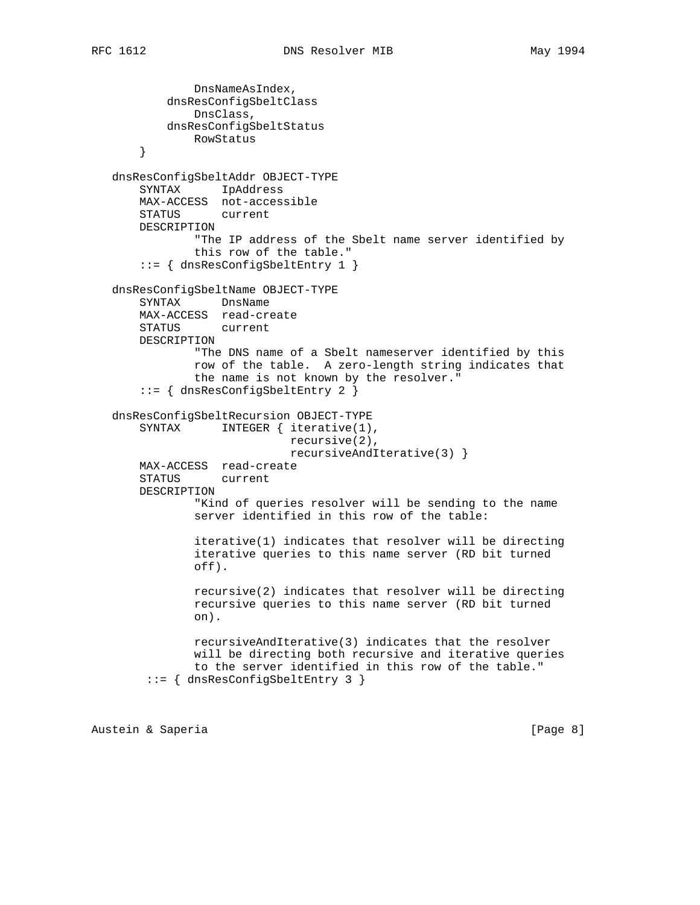```
               DnsNameAsIndex,
           dnsResConfigSbeltClass
               DnsClass,
           dnsResConfigSbeltStatus
               RowStatus
       }

   dnsResConfigSbeltAddr OBJECT-TYPE
       SYNTAX      IpAddress
       MAX-ACCESS  not-accessible
       STATUS      current
       DESCRIPTION
               "The IP address of the Sbelt name server identified by
               this row of the table."
       ::= { dnsResConfigSbeltEntry 1 }

   dnsResConfigSbeltName OBJECT-TYPE
       SYNTAX      DnsName
       MAX-ACCESS  read-create
       STATUS      current
       DESCRIPTION
               "The DNS name of a Sbelt nameserver identified by this
               row of the table.  A zero-length string indicates that
               the name is not known by the resolver."
       ::= { dnsResConfigSbeltEntry 2 }

   dnsResConfigSbeltRecursion OBJECT-TYPE
       SYNTAX      INTEGER { iterative(1),
                             recursive(2),
                             recursiveAndIterative(3) }
       MAX-ACCESS  read-create
       STATUS      current
       DESCRIPTION
               "Kind of queries resolver will be sending to the name
               server identified in this row of the table:

               iterative(1) indicates that resolver will be directing
               iterative queries to this name server (RD bit turned
               off).

               recursive(2) indicates that resolver will be directing
               recursive queries to this name server (RD bit turned
               on).

               recursiveAndIterative(3) indicates that the resolver
               will be directing both recursive and iterative queries
               to the server identified in this row of the table."
        ::= { dnsResConfigSbeltEntry 3 }
```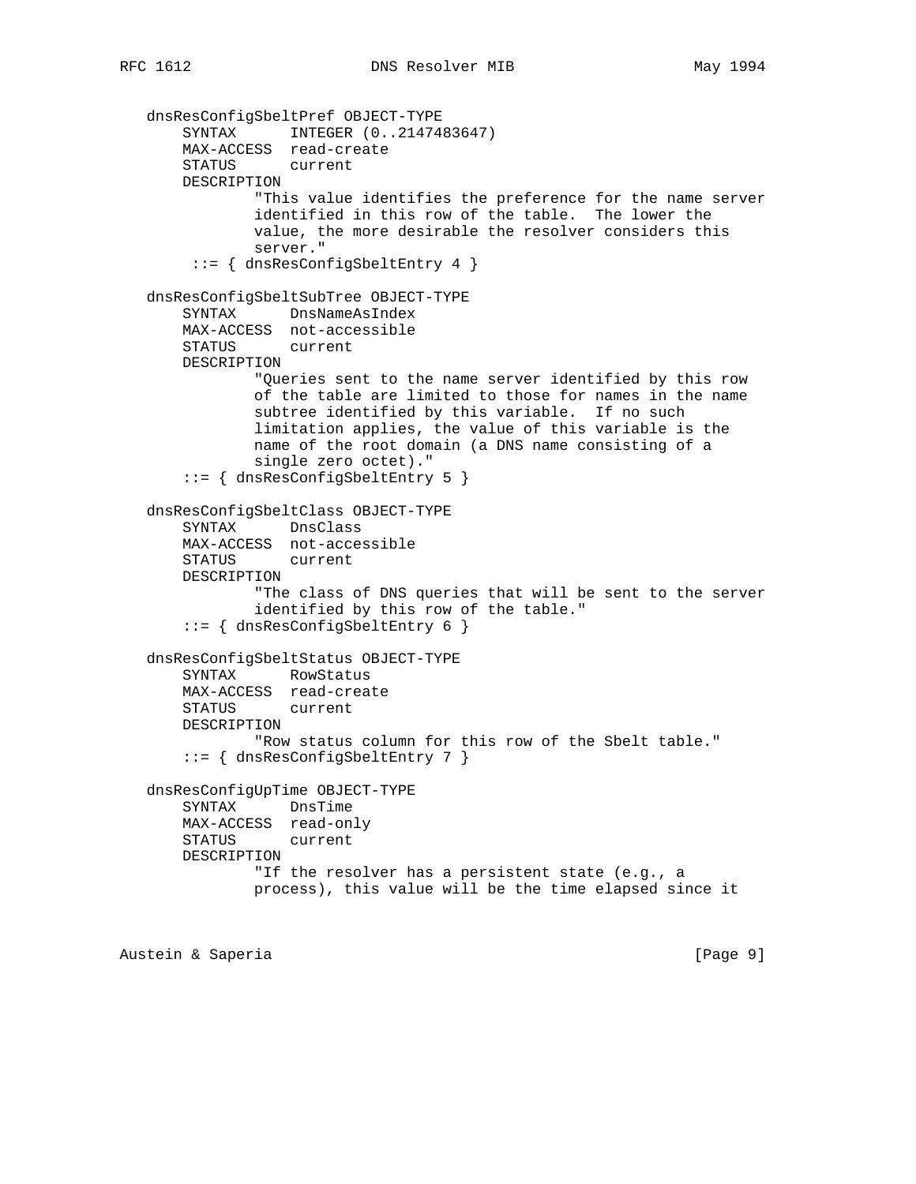```
   dnsResConfigSbeltPref OBJECT-TYPE
       SYNTAX      INTEGER (0..2147483647)
       MAX-ACCESS  read-create
       STATUS      current
       DESCRIPTION
               "This value identifies the preference for the name server
               identified in this row of the table.  The lower the
               value, the more desirable the resolver considers this
               server."
        ::= { dnsResConfigSbeltEntry 4 }

   dnsResConfigSbeltSubTree OBJECT-TYPE
       SYNTAX      DnsNameAsIndex
       MAX-ACCESS  not-accessible
       STATUS      current
       DESCRIPTION
               "Queries sent to the name server identified by this row
               of the table are limited to those for names in the name
               subtree identified by this variable.  If no such
               limitation applies, the value of this variable is the
               name of the root domain (a DNS name consisting of a
               single zero octet)."
       ::= { dnsResConfigSbeltEntry 5 }

   dnsResConfigSbeltClass OBJECT-TYPE
       SYNTAX      DnsClass
       MAX-ACCESS  not-accessible
       STATUS      current
       DESCRIPTION
               "The class of DNS queries that will be sent to the server
               identified by this row of the table."
       ::= { dnsResConfigSbeltEntry 6 }

   dnsResConfigSbeltStatus OBJECT-TYPE
       SYNTAX      RowStatus
       MAX-ACCESS  read-create
       STATUS      current
       DESCRIPTION
               "Row status column for this row of the Sbelt table."
       ::= { dnsResConfigSbeltEntry 7 }

   dnsResConfigUpTime OBJECT-TYPE
       SYNTAX      DnsTime
       MAX-ACCESS  read-only
       STATUS      current
       DESCRIPTION
               "If the resolver has a persistent state (e.g., a
               process), this value will be the time elapsed since it
```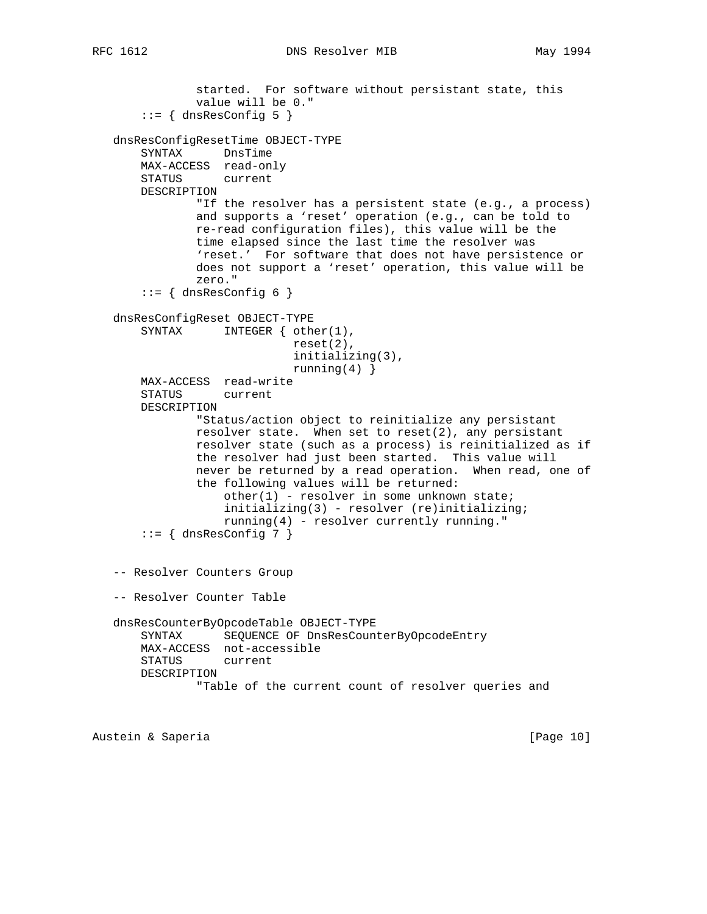```
               started.  For software without persistant state, this
               value will be 0."
       ::= { dnsResConfig 5 }

   dnsResConfigResetTime OBJECT-TYPE
       SYNTAX      DnsTime
       MAX-ACCESS  read-only
       STATUS      current
       DESCRIPTION
               "If the resolver has a persistent state (e.g., a process)
               and supports a 'reset' operation (e.g., can be told to
               re-read configuration files), this value will be the
               time elapsed since the last time the resolver was
               'reset.'  For software that does not have persistence or
               does not support a 'reset' operation, this value will be
               zero."
       ::= { dnsResConfig 6 }

   dnsResConfigReset OBJECT-TYPE
       SYNTAX      INTEGER { other(1),
                             reset(2),
                             initializing(3),
                             running(4) }
       MAX-ACCESS  read-write
       STATUS      current
       DESCRIPTION
               "Status/action object to reinitialize any persistant
               resolver state.  When set to reset(2), any persistant
               resolver state (such as a process) is reinitialized as if
               the resolver had just been started.  This value will
               never be returned by a read operation.  When read, one of
               the following values will be returned:
                   other(1) - resolver in some unknown state;
                   initializing(3) - resolver (re)initializing;
                   running(4) - resolver currently running."
       ::= { dnsResConfig 7 }


   -- Resolver Counters Group

   -- Resolver Counter Table

   dnsResCounterByOpcodeTable OBJECT-TYPE
       SYNTAX      SEQUENCE OF DnsResCounterByOpcodeEntry
       MAX-ACCESS  not-accessible
       STATUS      current
       DESCRIPTION
               "Table of the current count of resolver queries and
```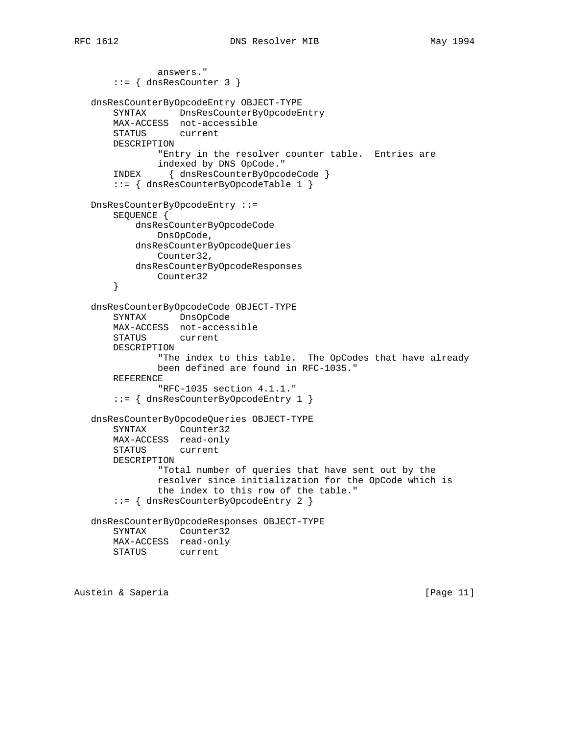```
              answers."
       ::= { dnsResCounter 3 }

   dnsResCounterByOpcodeEntry OBJECT-TYPE
       SYNTAX      DnsResCounterByOpcodeEntry
       MAX-ACCESS  not-accessible
       STATUS      current
       DESCRIPTION
               "Entry in the resolver counter table.  Entries are
               indexed by DNS OpCode."
       INDEX     { dnsResCounterByOpcodeCode }
       ::= { dnsResCounterByOpcodeTable 1 }

   DnsResCounterByOpcodeEntry ::=
       SEQUENCE {
           dnsResCounterByOpcodeCode
               DnsOpCode,
           dnsResCounterByOpcodeQueries
               Counter32,
           dnsResCounterByOpcodeResponses
               Counter32
       }

   dnsResCounterByOpcodeCode OBJECT-TYPE
       SYNTAX      DnsOpCode
       MAX-ACCESS  not-accessible
       STATUS      current
       DESCRIPTION
               "The index to this table.  The OpCodes that have already
               been defined are found in RFC-1035."
       REFERENCE
               "RFC-1035 section 4.1.1."
       ::= { dnsResCounterByOpcodeEntry 1 }

   dnsResCounterByOpcodeQueries OBJECT-TYPE
       SYNTAX      Counter32
       MAX-ACCESS  read-only
       STATUS      current
       DESCRIPTION
               "Total number of queries that have sent out by the
               resolver since initialization for the OpCode which is
               the index to this row of the table."
       ::= { dnsResCounterByOpcodeEntry 2 }

   dnsResCounterByOpcodeResponses OBJECT-TYPE
       SYNTAX      Counter32
       MAX-ACCESS  read-only
       STATUS      current
```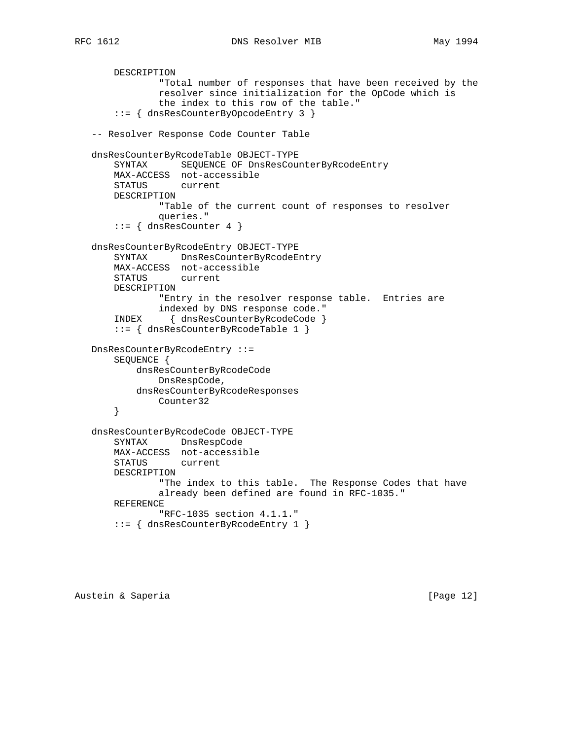```
       DESCRIPTION
               "Total number of responses that have been received by the
               resolver since initialization for the OpCode which is
               the index to this row of the table."
       ::= { dnsResCounterByOpcodeEntry 3 }

   -- Resolver Response Code Counter Table

   dnsResCounterByRcodeTable OBJECT-TYPE
       SYNTAX      SEQUENCE OF DnsResCounterByRcodeEntry
       MAX-ACCESS  not-accessible
       STATUS      current
       DESCRIPTION
               "Table of the current count of responses to resolver
               queries."
       ::= { dnsResCounter 4 }

   dnsResCounterByRcodeEntry OBJECT-TYPE
       SYNTAX      DnsResCounterByRcodeEntry
       MAX-ACCESS  not-accessible
       STATUS      current
       DESCRIPTION
               "Entry in the resolver response table.  Entries are
               indexed by DNS response code."
       INDEX     { dnsResCounterByRcodeCode }
       ::= { dnsResCounterByRcodeTable 1 }

   DnsResCounterByRcodeEntry ::=
       SEQUENCE {
           dnsResCounterByRcodeCode
               DnsRespCode,
           dnsResCounterByRcodeResponses
               Counter32
       }

   dnsResCounterByRcodeCode OBJECT-TYPE
       SYNTAX      DnsRespCode
       MAX-ACCESS  not-accessible
       STATUS      current
       DESCRIPTION
               "The index to this table.  The Response Codes that have
               already been defined are found in RFC-1035."
       REFERENCE
               "RFC-1035 section 4.1.1."
       ::= { dnsResCounterByRcodeEntry 1 }
```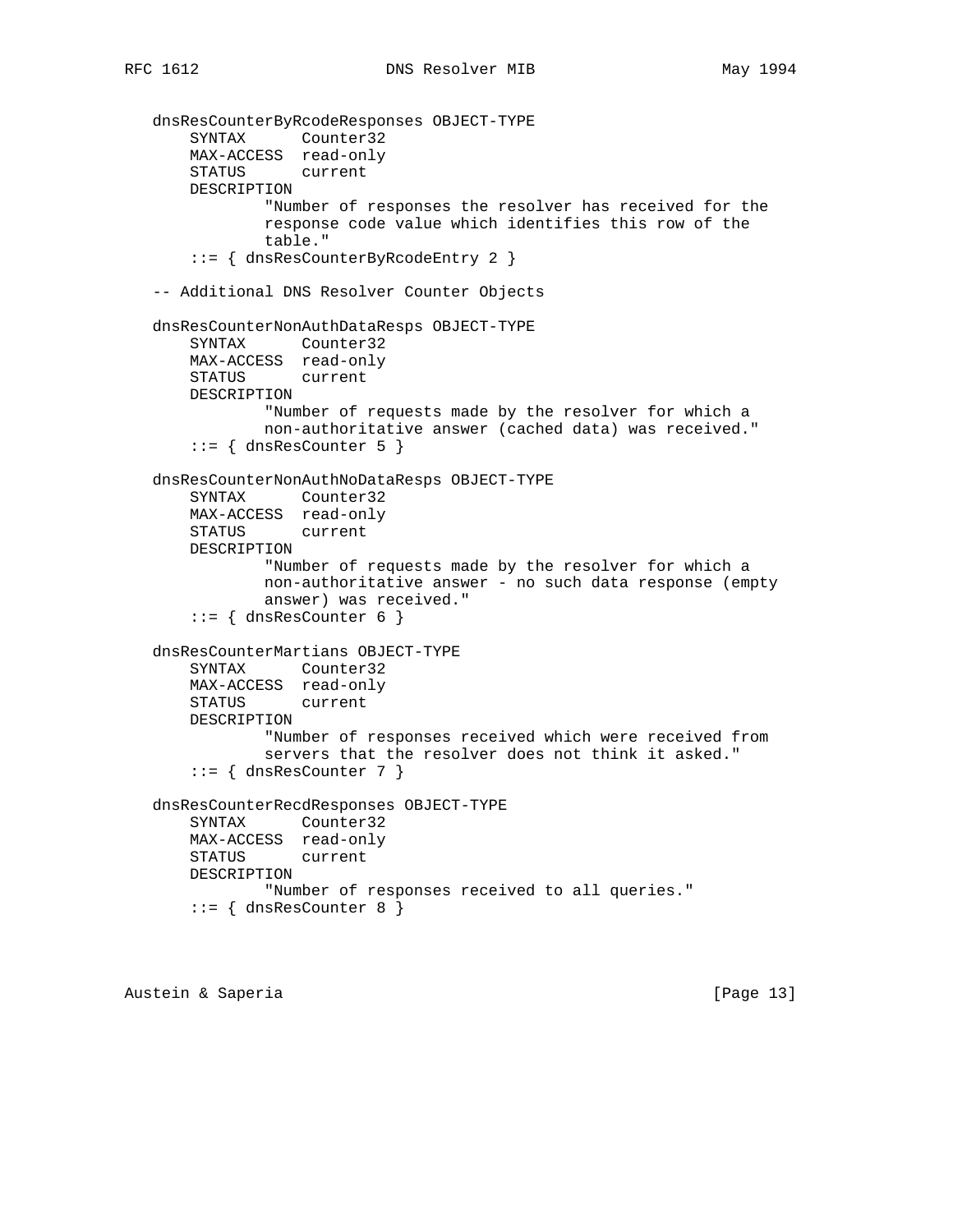```
   dnsResCounterByRcodeResponses OBJECT-TYPE
       SYNTAX      Counter32
       MAX-ACCESS  read-only
       STATUS      current
       DESCRIPTION
               "Number of responses the resolver has received for the
               response code value which identifies this row of the
               table."
       ::= { dnsResCounterByRcodeEntry 2 }

   -- Additional DNS Resolver Counter Objects

   dnsResCounterNonAuthDataResps OBJECT-TYPE
       SYNTAX      Counter32
       MAX-ACCESS  read-only
       STATUS      current
       DESCRIPTION
               "Number of requests made by the resolver for which a
               non-authoritative answer (cached data) was received."
       ::= { dnsResCounter 5 }

   dnsResCounterNonAuthNoDataResps OBJECT-TYPE
       SYNTAX      Counter32
       MAX-ACCESS  read-only
       STATUS      current
       DESCRIPTION
               "Number of requests made by the resolver for which a
               non-authoritative answer - no such data response (empty
               answer) was received."
       ::= { dnsResCounter 6 }

   dnsResCounterMartians OBJECT-TYPE
       SYNTAX      Counter32
       MAX-ACCESS  read-only
       STATUS      current
       DESCRIPTION
               "Number of responses received which were received from
               servers that the resolver does not think it asked."
       ::= { dnsResCounter 7 }

   dnsResCounterRecdResponses OBJECT-TYPE
       SYNTAX      Counter32
       MAX-ACCESS  read-only
       STATUS      current
       DESCRIPTION
               "Number of responses received to all queries."
       ::= { dnsResCounter 8 }
```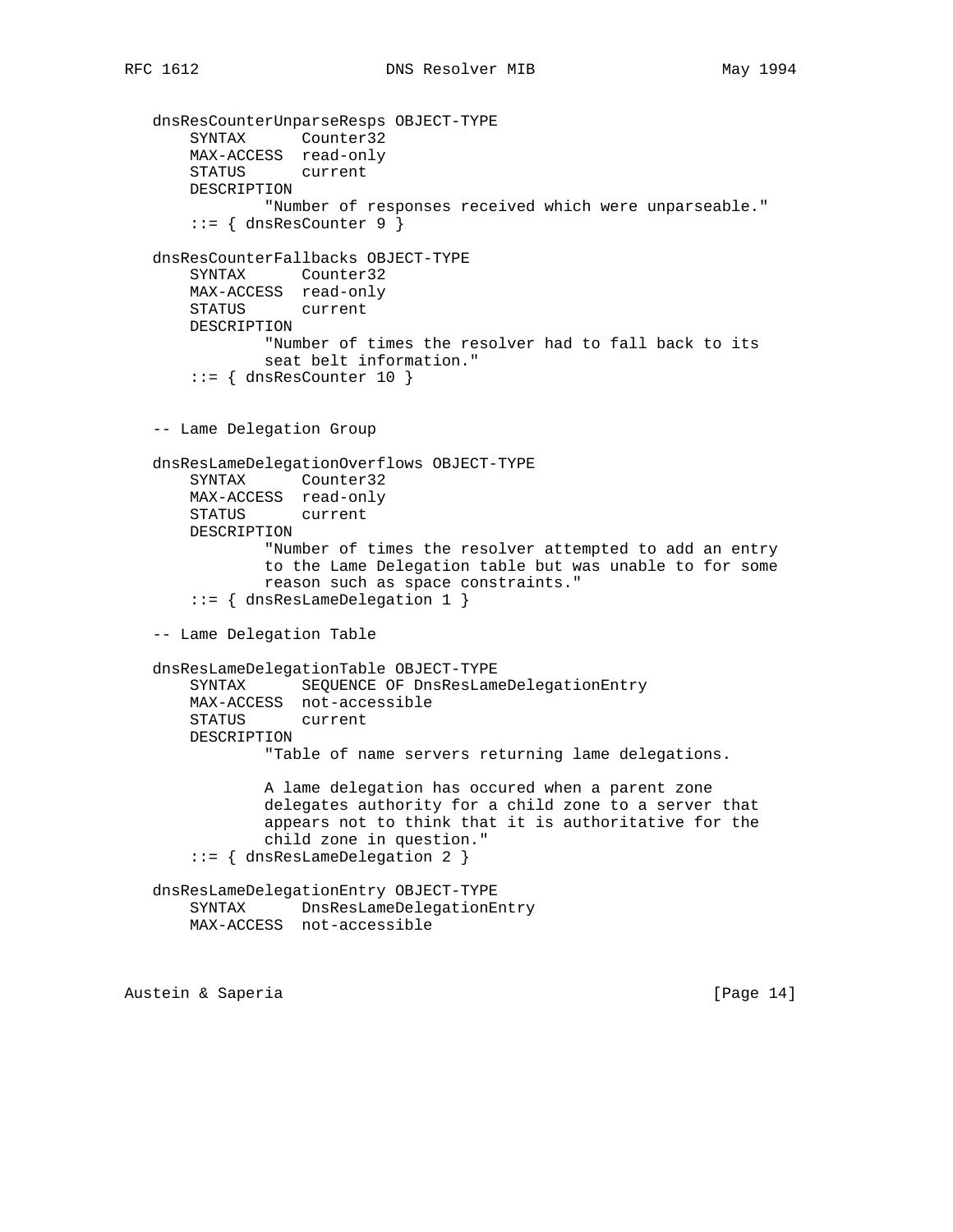```
dnsResCounterUnparseResps OBJECT-TYPE
    SYNTAX      Counter32
    MAX-ACCESS  read-only
    STATUS      current
    DESCRIPTION
            "Number of responses received which were unparseable."
    ::= { dnsResCounter 9 }

dnsResCounterFallbacks OBJECT-TYPE
    SYNTAX      Counter32
    MAX-ACCESS  read-only
    STATUS      current
    DESCRIPTION
            "Number of times the resolver had to fall back to its
            seat belt information."
    ::= { dnsResCounter 10 }


-- Lame Delegation Group

dnsResLameDelegationOverflows OBJECT-TYPE
    SYNTAX      Counter32
    MAX-ACCESS  read-only
    STATUS      current
    DESCRIPTION
            "Number of times the resolver attempted to add an entry
            to the Lame Delegation table but was unable to for some
            reason such as space constraints."
    ::= { dnsResLameDelegation 1 }

-- Lame Delegation Table

dnsResLameDelegationTable OBJECT-TYPE
    SYNTAX      SEQUENCE OF DnsResLameDelegationEntry
    MAX-ACCESS  not-accessible
    STATUS      current
    DESCRIPTION
            "Table of name servers returning lame delegations.

            A lame delegation has occured when a parent zone
            delegates authority for a child zone to a server that
            appears not to think that it is authoritative for the
            child zone in question."
    ::= { dnsResLameDelegation 2 }

dnsResLameDelegationEntry OBJECT-TYPE
    SYNTAX      DnsResLameDelegationEntry
    MAX-ACCESS  not-accessible
```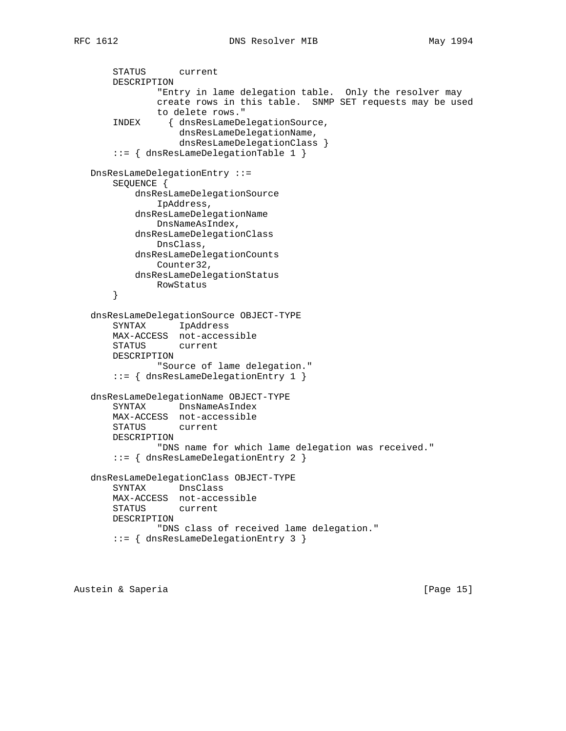```
       STATUS      current
       DESCRIPTION
               "Entry in lame delegation table.  Only the resolver may
               create rows in this table.  SNMP SET requests may be used
               to delete rows."
       INDEX     { dnsResLameDelegationSource,
                   dnsResLameDelegationName,
                   dnsResLameDelegationClass }
       ::= { dnsResLameDelegationTable 1 }

   DnsResLameDelegationEntry ::=
       SEQUENCE {
           dnsResLameDelegationSource
               IpAddress,
           dnsResLameDelegationName
               DnsNameAsIndex,
           dnsResLameDelegationClass
               DnsClass,
           dnsResLameDelegationCounts
               Counter32,
           dnsResLameDelegationStatus
               RowStatus
       }

   dnsResLameDelegationSource OBJECT-TYPE
       SYNTAX      IpAddress
       MAX-ACCESS  not-accessible
       STATUS      current
       DESCRIPTION
               "Source of lame delegation."
       ::= { dnsResLameDelegationEntry 1 }

   dnsResLameDelegationName OBJECT-TYPE
       SYNTAX      DnsNameAsIndex
       MAX-ACCESS  not-accessible
       STATUS      current
       DESCRIPTION
               "DNS name for which lame delegation was received."
       ::= { dnsResLameDelegationEntry 2 }

   dnsResLameDelegationClass OBJECT-TYPE
       SYNTAX      DnsClass
       MAX-ACCESS  not-accessible
       STATUS      current
       DESCRIPTION
               "DNS class of received lame delegation."
       ::= { dnsResLameDelegationEntry 3 }
```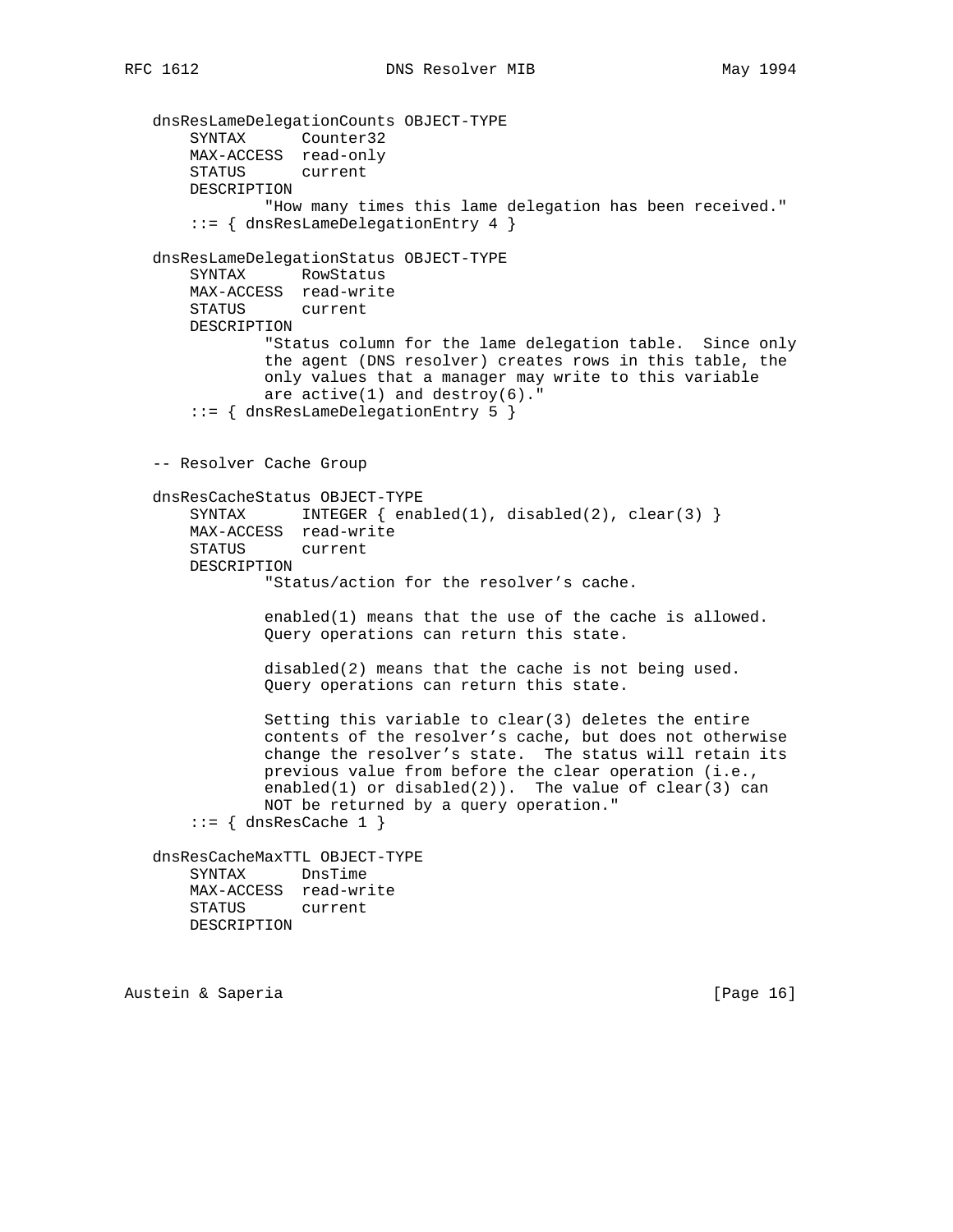```
   dnsResLameDelegationCounts OBJECT-TYPE
       SYNTAX      Counter32
       MAX-ACCESS  read-only
       STATUS      current
       DESCRIPTION
               "How many times this lame delegation has been received."
       ::= { dnsResLameDelegationEntry 4 }

   dnsResLameDelegationStatus OBJECT-TYPE
       SYNTAX      RowStatus
       MAX-ACCESS  read-write
       STATUS      current
       DESCRIPTION
               "Status column for the lame delegation table.  Since only
               the agent (DNS resolver) creates rows in this table, the
               only values that a manager may write to this variable
               are active(1) and destroy(6)."
       ::= { dnsResLameDelegationEntry 5 }


   -- Resolver Cache Group

   dnsResCacheStatus OBJECT-TYPE
       SYNTAX      INTEGER { enabled(1), disabled(2), clear(3) }
       MAX-ACCESS  read-write
       STATUS      current
       DESCRIPTION
               "Status/action for the resolver's cache.

               enabled(1) means that the use of the cache is allowed.
               Query operations can return this state.

               disabled(2) means that the cache is not being used.
               Query operations can return this state.

               Setting this variable to clear(3) deletes the entire
               contents of the resolver's cache, but does not otherwise
               change the resolver's state.  The status will retain its
               previous value from before the clear operation (i.e.,
               enabled(1) or disabled(2)).  The value of clear(3) can
               NOT be returned by a query operation."
       ::= { dnsResCache 1 }

   dnsResCacheMaxTTL OBJECT-TYPE
       SYNTAX      DnsTime
       MAX-ACCESS  read-write
       STATUS      current
       DESCRIPTION
```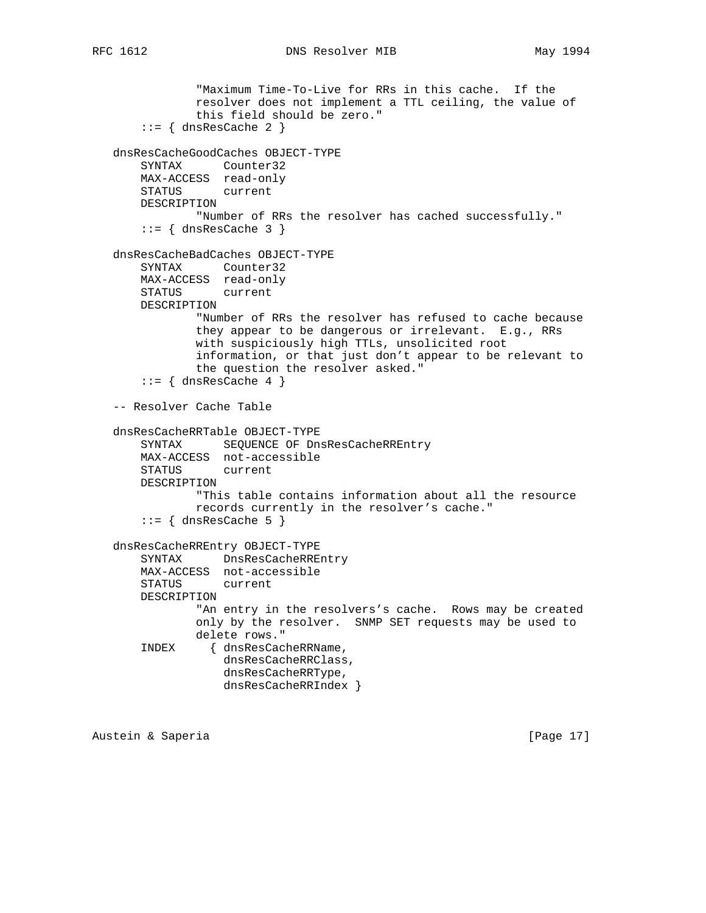```
              "Maximum Time-To-Live for RRs in this cache.  If the
              resolver does not implement a TTL ceiling, the value of
              this field should be zero."
       ::= { dnsResCache 2 }

   dnsResCacheGoodCaches OBJECT-TYPE
       SYNTAX      Counter32
       MAX-ACCESS  read-only
       STATUS      current
       DESCRIPTION
              "Number of RRs the resolver has cached successfully."
       ::= { dnsResCache 3 }

   dnsResCacheBadCaches OBJECT-TYPE
       SYNTAX      Counter32
       MAX-ACCESS  read-only
       STATUS      current
       DESCRIPTION
              "Number of RRs the resolver has refused to cache because
              they appear to be dangerous or irrelevant.  E.g., RRs
              with suspiciously high TTLs, unsolicited root
              information, or that just don't appear to be relevant to
              the question the resolver asked."
       ::= { dnsResCache 4 }

   -- Resolver Cache Table

   dnsResCacheRRTable OBJECT-TYPE
       SYNTAX      SEQUENCE OF DnsResCacheRREntry
       MAX-ACCESS  not-accessible
       STATUS      current
       DESCRIPTION
              "This table contains information about all the resource
              records currently in the resolver's cache."
       ::= { dnsResCache 5 }

   dnsResCacheRREntry OBJECT-TYPE
       SYNTAX      DnsResCacheRREntry
       MAX-ACCESS  not-accessible
       STATUS      current
       DESCRIPTION
              "An entry in the resolvers's cache.  Rows may be created
              only by the resolver.  SNMP SET requests may be used to
              delete rows."
       INDEX     { dnsResCacheRRName,
                   dnsResCacheRRClass,
                   dnsResCacheRRType,
                   dnsResCacheRRIndex }
```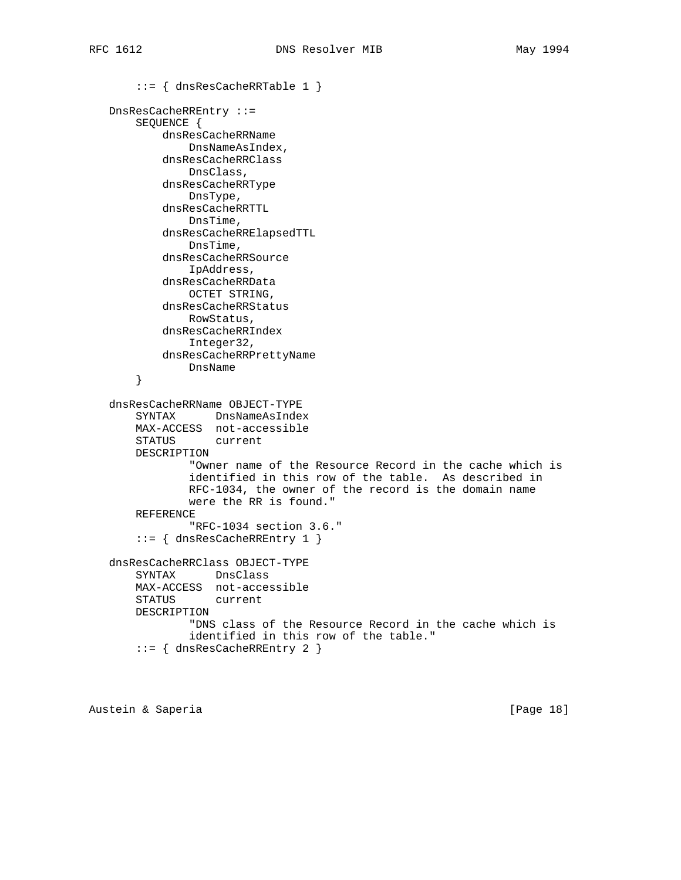```
       ::= { dnsResCacheRRTable 1 }

   DnsResCacheRREntry ::=
       SEQUENCE {
           dnsResCacheRRName
               DnsNameAsIndex,
           dnsResCacheRRClass
               DnsClass,
           dnsResCacheRRType
               DnsType,
           dnsResCacheRRTTL
               DnsTime,
           dnsResCacheRRElapsedTTL
               DnsTime,
           dnsResCacheRRSource
               IpAddress,
           dnsResCacheRRData
               OCTET STRING,
           dnsResCacheRRStatus
               RowStatus,
           dnsResCacheRRIndex
               Integer32,
           dnsResCacheRRPrettyName
               DnsName
       }

   dnsResCacheRRName OBJECT-TYPE
       SYNTAX      DnsNameAsIndex
       MAX-ACCESS  not-accessible
       STATUS      current
       DESCRIPTION
               "Owner name of the Resource Record in the cache which is
               identified in this row of the table.  As described in
               RFC-1034, the owner of the record is the domain name
               were the RR is found."
       REFERENCE
               "RFC-1034 section 3.6."
       ::= { dnsResCacheRREntry 1 }

   dnsResCacheRRClass OBJECT-TYPE
       SYNTAX      DnsClass
       MAX-ACCESS  not-accessible
       STATUS      current
       DESCRIPTION
               "DNS class of the Resource Record in the cache which is
               identified in this row of the table."
       ::= { dnsResCacheRREntry 2 }
```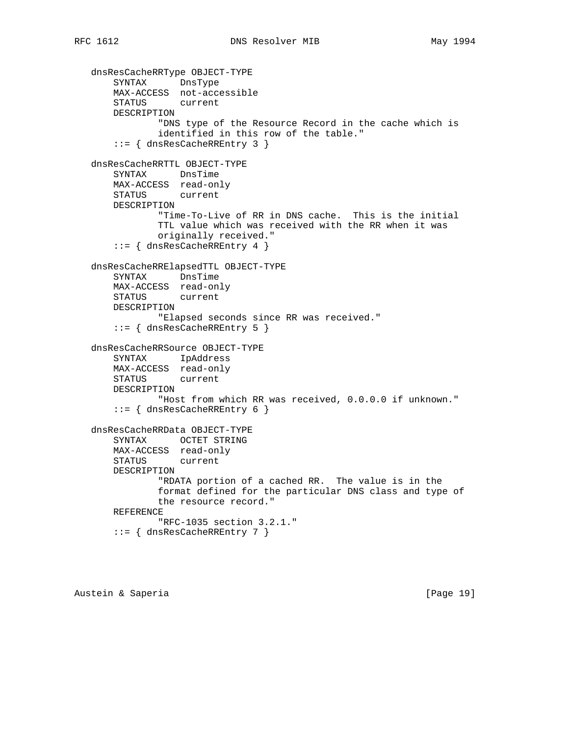```
   dnsResCacheRRType OBJECT-TYPE
       SYNTAX      DnsType
       MAX-ACCESS  not-accessible
       STATUS      current
       DESCRIPTION
               "DNS type of the Resource Record in the cache which is
               identified in this row of the table."
       ::= { dnsResCacheRREntry 3 }

   dnsResCacheRRTTL OBJECT-TYPE
       SYNTAX      DnsTime
       MAX-ACCESS  read-only
       STATUS      current
       DESCRIPTION
               "Time-To-Live of RR in DNS cache.  This is the initial
               TTL value which was received with the RR when it was
               originally received."
       ::= { dnsResCacheRREntry 4 }

   dnsResCacheRRElapsedTTL OBJECT-TYPE
       SYNTAX      DnsTime
       MAX-ACCESS  read-only
       STATUS      current
       DESCRIPTION
               "Elapsed seconds since RR was received."
       ::= { dnsResCacheRREntry 5 }

   dnsResCacheRRSource OBJECT-TYPE
       SYNTAX      IpAddress
       MAX-ACCESS  read-only
       STATUS      current
       DESCRIPTION
               "Host from which RR was received, 0.0.0.0 if unknown."
       ::= { dnsResCacheRREntry 6 }

   dnsResCacheRRData OBJECT-TYPE
       SYNTAX      OCTET STRING
       MAX-ACCESS  read-only
       STATUS      current
       DESCRIPTION
               "RDATA portion of a cached RR.  The value is in the
               format defined for the particular DNS class and type of
               the resource record."
       REFERENCE
               "RFC-1035 section 3.2.1."
       ::= { dnsResCacheRREntry 7 }
```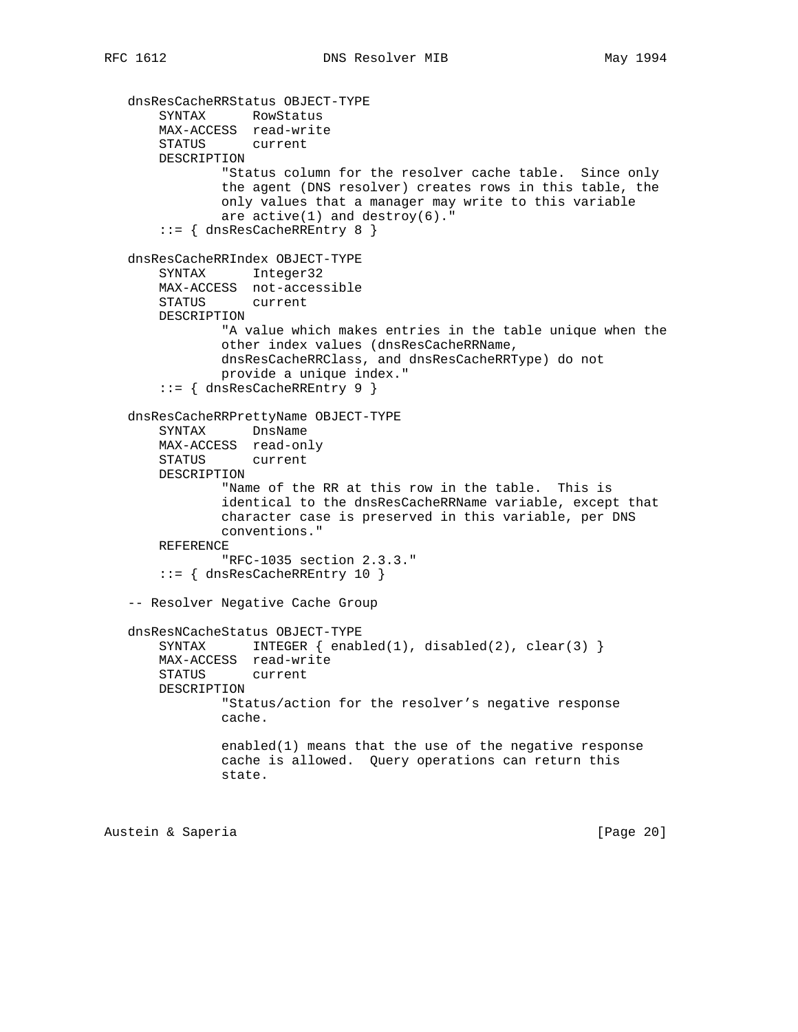```
   dnsResCacheRRStatus OBJECT-TYPE
       SYNTAX      RowStatus
       MAX-ACCESS  read-write
       STATUS      current
       DESCRIPTION
               "Status column for the resolver cache table.  Since only
               the agent (DNS resolver) creates rows in this table, the
               only values that a manager may write to this variable
               are active(1) and destroy(6)."
       ::= { dnsResCacheRREntry 8 }

   dnsResCacheRRIndex OBJECT-TYPE
       SYNTAX      Integer32
       MAX-ACCESS  not-accessible
       STATUS      current
       DESCRIPTION
               "A value which makes entries in the table unique when the
               other index values (dnsResCacheRRName,
               dnsResCacheRRClass, and dnsResCacheRRType) do not
               provide a unique index."
       ::= { dnsResCacheRREntry 9 }

   dnsResCacheRRPrettyName OBJECT-TYPE
       SYNTAX      DnsName
       MAX-ACCESS  read-only
       STATUS      current
       DESCRIPTION
               "Name of the RR at this row in the table.  This is
               identical to the dnsResCacheRRName variable, except that
               character case is preserved in this variable, per DNS
               conventions."
       REFERENCE
               "RFC-1035 section 2.3.3."
       ::= { dnsResCacheRREntry 10 }

   -- Resolver Negative Cache Group

   dnsResNCacheStatus OBJECT-TYPE
       SYNTAX      INTEGER { enabled(1), disabled(2), clear(3) }
       MAX-ACCESS  read-write
       STATUS      current
       DESCRIPTION
               "Status/action for the resolver's negative response
               cache.

               enabled(1) means that the use of the negative response
               cache is allowed.  Query operations can return this
               state.
```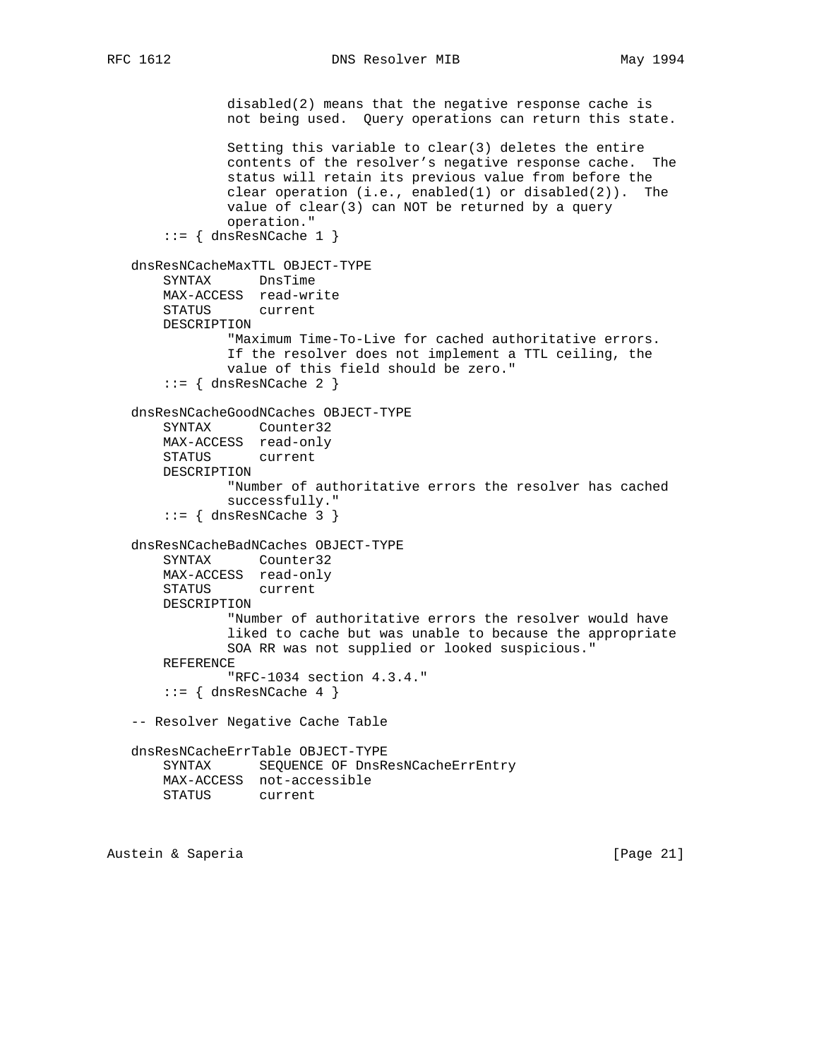```
              disabled(2) means that the negative response cache is
              not being used.  Query operations can return this state.

              Setting this variable to clear(3) deletes the entire
              contents of the resolver's negative response cache.  The
              status will retain its previous value from before the
              clear operation (i.e., enabled(1) or disabled(2)).  The
              value of clear(3) can NOT be returned by a query
              operation."
       ::= { dnsResNCache 1 }

   dnsResNCacheMaxTTL OBJECT-TYPE
       SYNTAX      DnsTime
       MAX-ACCESS  read-write
       STATUS      current
       DESCRIPTION
              "Maximum Time-To-Live for cached authoritative errors.
              If the resolver does not implement a TTL ceiling, the
              value of this field should be zero."
       ::= { dnsResNCache 2 }

   dnsResNCacheGoodNCaches OBJECT-TYPE
       SYNTAX      Counter32
       MAX-ACCESS  read-only
       STATUS      current
       DESCRIPTION
              "Number of authoritative errors the resolver has cached
              successfully."
       ::= { dnsResNCache 3 }

   dnsResNCacheBadNCaches OBJECT-TYPE
       SYNTAX      Counter32
       MAX-ACCESS  read-only
       STATUS      current
       DESCRIPTION
              "Number of authoritative errors the resolver would have
              liked to cache but was unable to because the appropriate
              SOA RR was not supplied or looked suspicious."
       REFERENCE
              "RFC-1034 section 4.3.4."
       ::= { dnsResNCache 4 }

   -- Resolver Negative Cache Table

   dnsResNCacheErrTable OBJECT-TYPE
       SYNTAX      SEQUENCE OF DnsResNCacheErrEntry
       MAX-ACCESS  not-accessible
       STATUS      current
```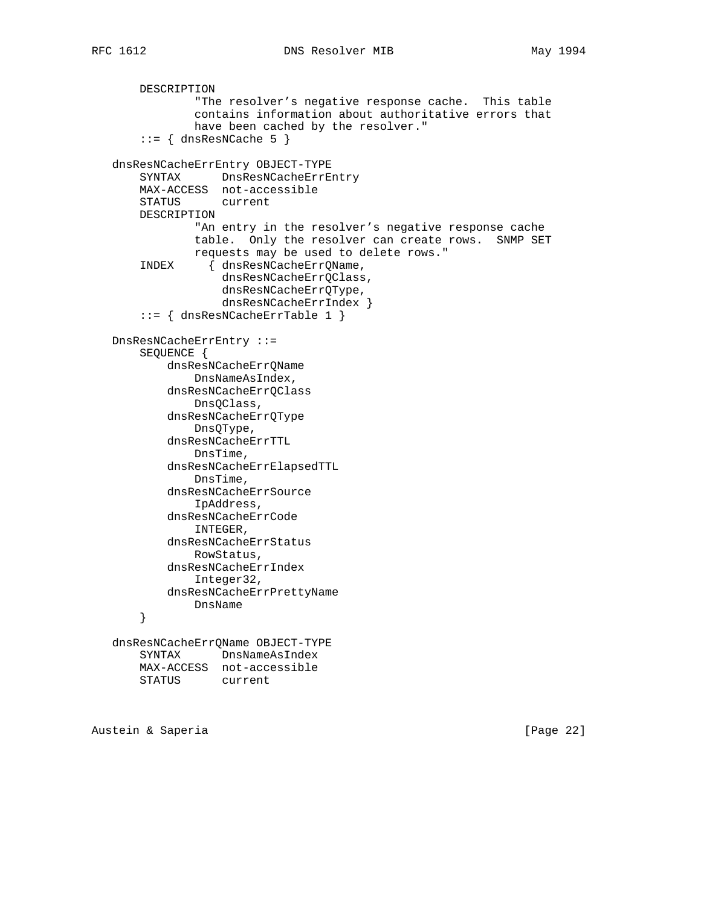```
       DESCRIPTION
               "The resolver's negative response cache.  This table
               contains information about authoritative errors that
               have been cached by the resolver."
       ::= { dnsResNCache 5 }

   dnsResNCacheErrEntry OBJECT-TYPE
       SYNTAX      DnsResNCacheErrEntry
       MAX-ACCESS  not-accessible
       STATUS      current
       DESCRIPTION
               "An entry in the resolver's negative response cache
               table.  Only the resolver can create rows.  SNMP SET
               requests may be used to delete rows."
       INDEX     { dnsResNCacheErrQName,
                   dnsResNCacheErrQClass,
                   dnsResNCacheErrQType,
                   dnsResNCacheErrIndex }
       ::= { dnsResNCacheErrTable 1 }

   DnsResNCacheErrEntry ::=
       SEQUENCE {
           dnsResNCacheErrQName
               DnsNameAsIndex,
           dnsResNCacheErrQClass
               DnsQClass,
           dnsResNCacheErrQType
               DnsQType,
           dnsResNCacheErrTTL
               DnsTime,
           dnsResNCacheErrElapsedTTL
               DnsTime,
           dnsResNCacheErrSource
               IpAddress,
           dnsResNCacheErrCode
               INTEGER,
           dnsResNCacheErrStatus
               RowStatus,
           dnsResNCacheErrIndex
               Integer32,
           dnsResNCacheErrPrettyName
               DnsName
       }

   dnsResNCacheErrQName OBJECT-TYPE
       SYNTAX      DnsNameAsIndex
       MAX-ACCESS  not-accessible
       STATUS      current
```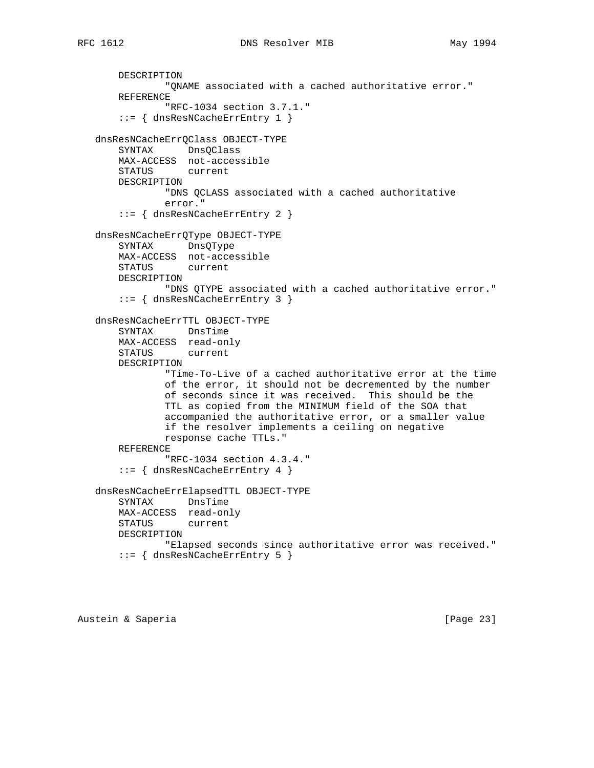```
       DESCRIPTION
               "QNAME associated with a cached authoritative error."
       REFERENCE
               "RFC-1034 section 3.7.1."
       ::= { dnsResNCacheErrEntry 1 }

   dnsResNCacheErrQClass OBJECT-TYPE
       SYNTAX      DnsQClass
       MAX-ACCESS  not-accessible
       STATUS      current
       DESCRIPTION
               "DNS QCLASS associated with a cached authoritative
               error."
       ::= { dnsResNCacheErrEntry 2 }

   dnsResNCacheErrQType OBJECT-TYPE
       SYNTAX      DnsQType
       MAX-ACCESS  not-accessible
       STATUS      current
       DESCRIPTION
               "DNS QTYPE associated with a cached authoritative error."
       ::= { dnsResNCacheErrEntry 3 }

   dnsResNCacheErrTTL OBJECT-TYPE
       SYNTAX      DnsTime
       MAX-ACCESS  read-only
       STATUS      current
       DESCRIPTION
               "Time-To-Live of a cached authoritative error at the time
               of the error, it should not be decremented by the number
               of seconds since it was received.  This should be the
               TTL as copied from the MINIMUM field of the SOA that
               accompanied the authoritative error, or a smaller value
               if the resolver implements a ceiling on negative
               response cache TTLs."
       REFERENCE
               "RFC-1034 section 4.3.4."
       ::= { dnsResNCacheErrEntry 4 }

   dnsResNCacheErrElapsedTTL OBJECT-TYPE
       SYNTAX      DnsTime
       MAX-ACCESS  read-only
       STATUS      current
       DESCRIPTION
               "Elapsed seconds since authoritative error was received."
       ::= { dnsResNCacheErrEntry 5 }
```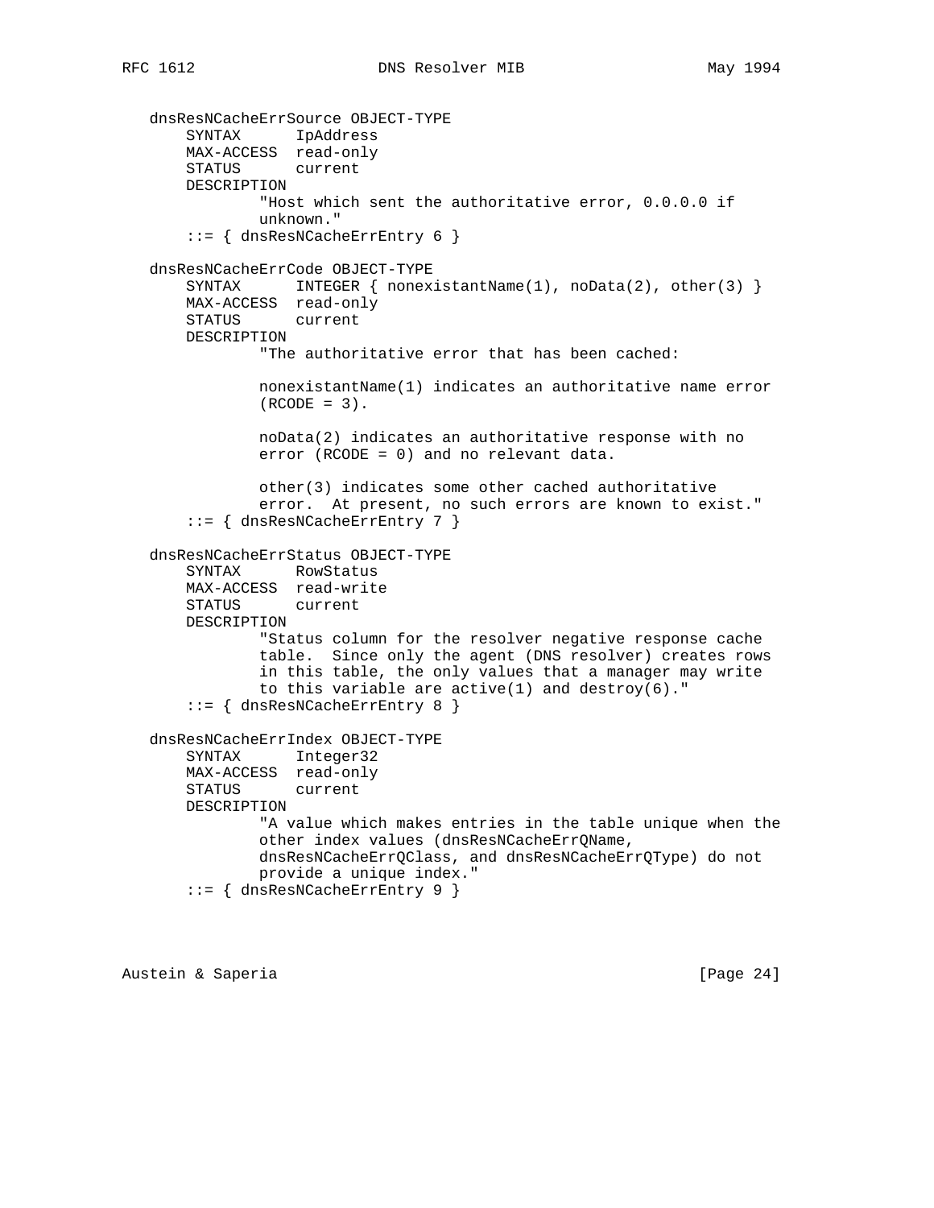```
   dnsResNCacheErrSource OBJECT-TYPE
       SYNTAX      IpAddress
       MAX-ACCESS  read-only
       STATUS      current
       DESCRIPTION
               "Host which sent the authoritative error, 0.0.0.0 if
               unknown."
       ::= { dnsResNCacheErrEntry 6 }

   dnsResNCacheErrCode OBJECT-TYPE
       SYNTAX      INTEGER { nonexistantName(1), noData(2), other(3) }
       MAX-ACCESS  read-only
       STATUS      current
       DESCRIPTION
               "The authoritative error that has been cached:

               nonexistantName(1) indicates an authoritative name error
               (RCODE = 3).

               noData(2) indicates an authoritative response with no
               error (RCODE = 0) and no relevant data.

               other(3) indicates some other cached authoritative
               error.  At present, no such errors are known to exist."
       ::= { dnsResNCacheErrEntry 7 }

   dnsResNCacheErrStatus OBJECT-TYPE
       SYNTAX      RowStatus
       MAX-ACCESS  read-write
       STATUS      current
       DESCRIPTION
               "Status column for the resolver negative response cache
               table.  Since only the agent (DNS resolver) creates rows
               in this table, the only values that a manager may write
               to this variable are active(1) and destroy(6)."
       ::= { dnsResNCacheErrEntry 8 }

   dnsResNCacheErrIndex OBJECT-TYPE
       SYNTAX      Integer32
       MAX-ACCESS  read-only
       STATUS      current
       DESCRIPTION
               "A value which makes entries in the table unique when the
               other index values (dnsResNCacheErrQName,
               dnsResNCacheErrQClass, and dnsResNCacheErrQType) do not
               provide a unique index."
       ::= { dnsResNCacheErrEntry 9 }
```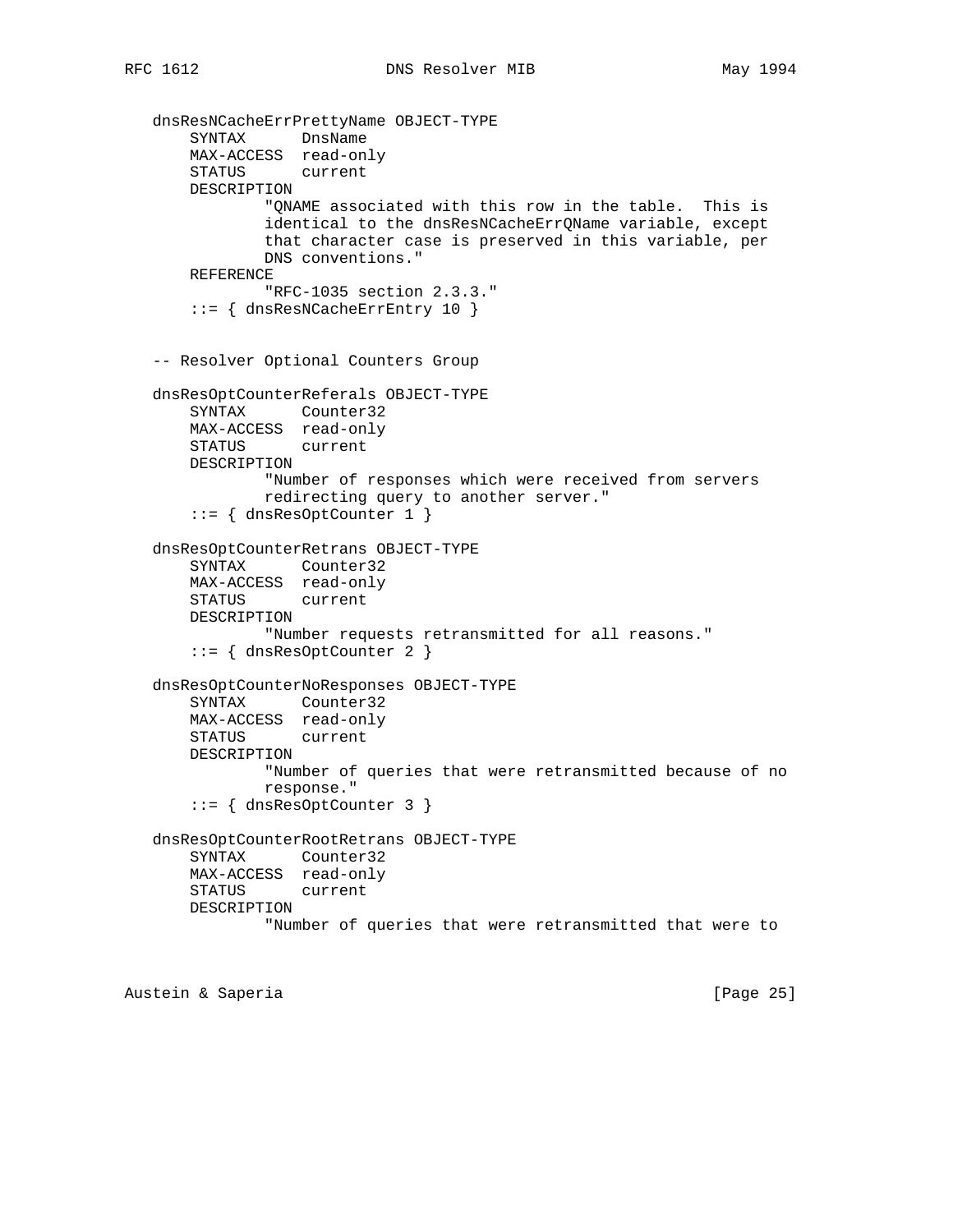```
   dnsResNCacheErrPrettyName OBJECT-TYPE
       SYNTAX      DnsName
       MAX-ACCESS  read-only
       STATUS      current
       DESCRIPTION
               "QNAME associated with this row in the table.  This is
               identical to the dnsResNCacheErrQName variable, except
               that character case is preserved in this variable, per
               DNS conventions."
       REFERENCE
               "RFC-1035 section 2.3.3."
       ::= { dnsResNCacheErrEntry 10 }


   -- Resolver Optional Counters Group

   dnsResOptCounterReferals OBJECT-TYPE
       SYNTAX      Counter32
       MAX-ACCESS  read-only
       STATUS      current
       DESCRIPTION
               "Number of responses which were received from servers
               redirecting query to another server."
       ::= { dnsResOptCounter 1 }

   dnsResOptCounterRetrans OBJECT-TYPE
       SYNTAX      Counter32
       MAX-ACCESS  read-only
       STATUS      current
       DESCRIPTION
               "Number requests retransmitted for all reasons."
       ::= { dnsResOptCounter 2 }

   dnsResOptCounterNoResponses OBJECT-TYPE
       SYNTAX      Counter32
       MAX-ACCESS  read-only
       STATUS      current
       DESCRIPTION
               "Number of queries that were retransmitted because of no
               response."
       ::= { dnsResOptCounter 3 }

   dnsResOptCounterRootRetrans OBJECT-TYPE
       SYNTAX      Counter32
       MAX-ACCESS  read-only
       STATUS      current
       DESCRIPTION
               "Number of queries that were retransmitted that were to
```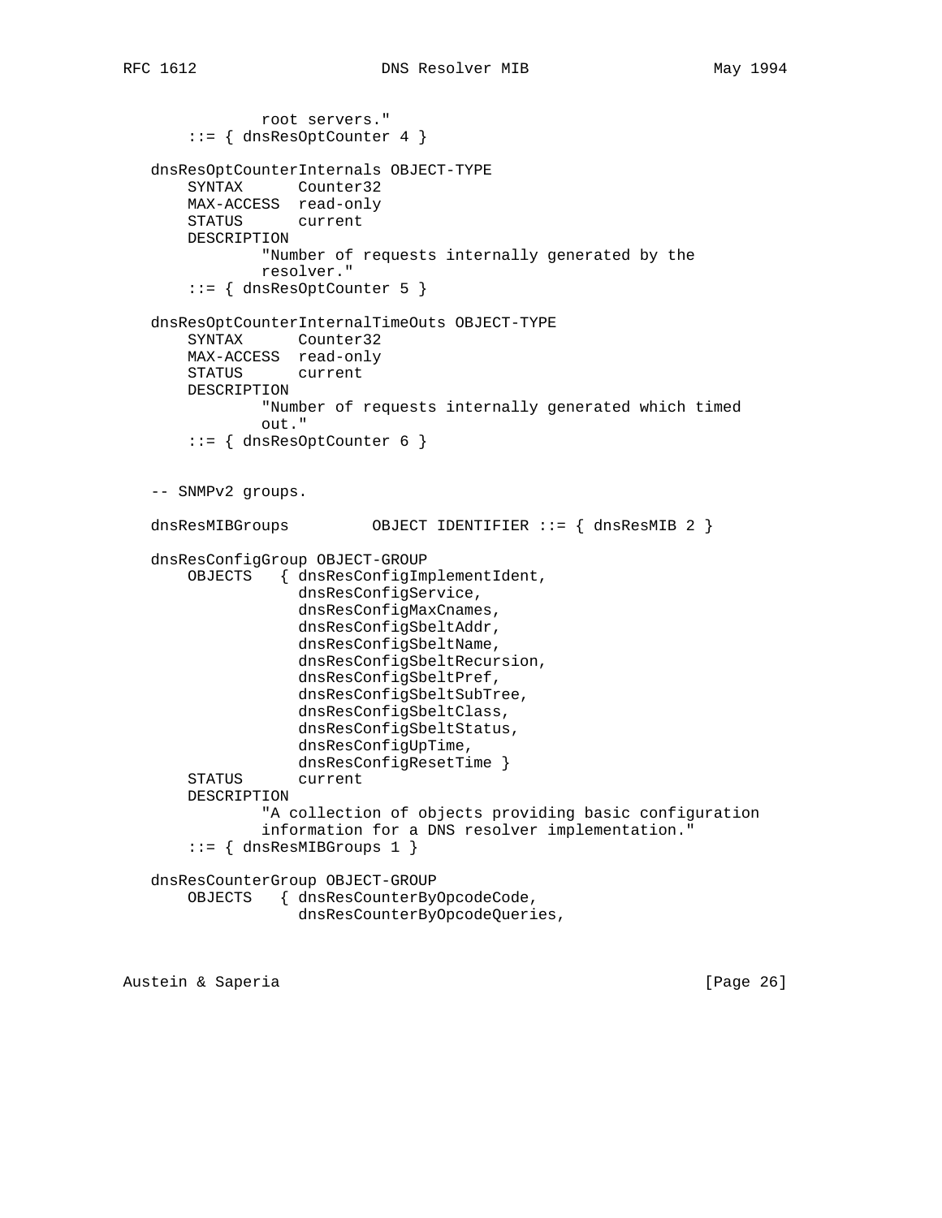```
              root servers."
       ::= { dnsResOptCounter 4 }

   dnsResOptCounterInternals OBJECT-TYPE
       SYNTAX      Counter32
       MAX-ACCESS  read-only
       STATUS      current
       DESCRIPTION
               "Number of requests internally generated by the
               resolver."
       ::= { dnsResOptCounter 5 }

   dnsResOptCounterInternalTimeOuts OBJECT-TYPE
       SYNTAX      Counter32
       MAX-ACCESS  read-only
       STATUS      current
       DESCRIPTION
               "Number of requests internally generated which timed
               out."
       ::= { dnsResOptCounter 6 }


   -- SNMPv2 groups.

   dnsResMIBGroups         OBJECT IDENTIFIER ::= { dnsResMIB 2 }

   dnsResConfigGroup OBJECT-GROUP
       OBJECTS   { dnsResConfigImplementIdent,
                   dnsResConfigService,
                   dnsResConfigMaxCnames,
                   dnsResConfigSbeltAddr,
                   dnsResConfigSbeltName,
                   dnsResConfigSbeltRecursion,
                   dnsResConfigSbeltPref,
                   dnsResConfigSbeltSubTree,
                   dnsResConfigSbeltClass,
                   dnsResConfigSbeltStatus,
                   dnsResConfigUpTime,
                   dnsResConfigResetTime }
       STATUS      current
       DESCRIPTION
               "A collection of objects providing basic configuration
               information for a DNS resolver implementation."
       ::= { dnsResMIBGroups 1 }

   dnsResCounterGroup OBJECT-GROUP
       OBJECTS   { dnsResCounterByOpcodeCode,
                   dnsResCounterByOpcodeQueries,
```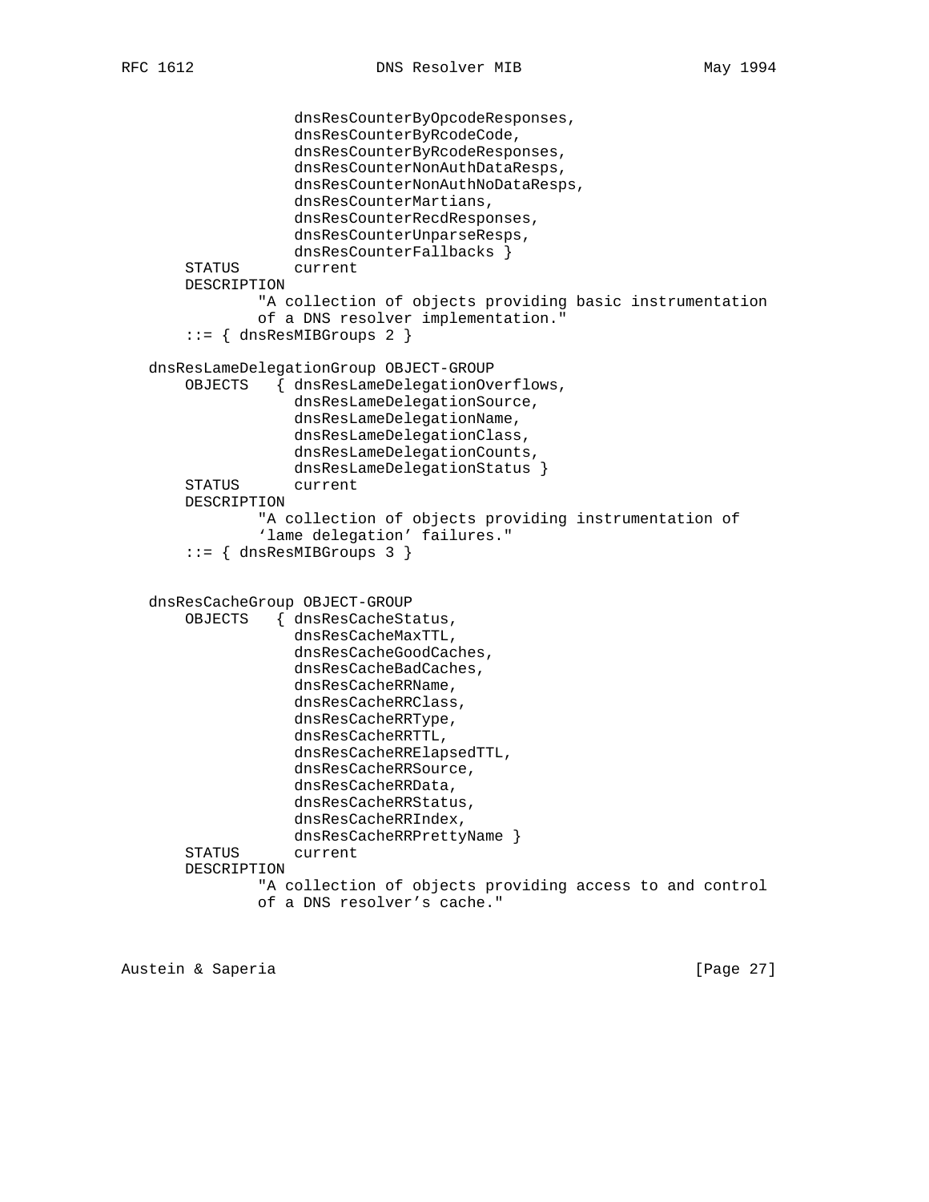```
                 dnsResCounterByOpcodeResponses,
                 dnsResCounterByRcodeCode,
                 dnsResCounterByRcodeResponses,
                 dnsResCounterNonAuthDataResps,
                 dnsResCounterNonAuthNoDataResps,
                 dnsResCounterMartians,
                 dnsResCounterRecdResponses,
                 dnsResCounterUnparseResps,
                 dnsResCounterFallbacks }
    STATUS       current
    DESCRIPTION
            "A collection of objects providing basic instrumentation
            of a DNS resolver implementation."
    ::= { dnsResMIBGroups 2 }

dnsResLameDelegationGroup OBJECT-GROUP
    OBJECTS    { dnsResLameDelegationOverflows,
                 dnsResLameDelegationSource,
                 dnsResLameDelegationName,
                 dnsResLameDelegationClass,
                 dnsResLameDelegationCounts,
                 dnsResLameDelegationStatus }
    STATUS       current
    DESCRIPTION
            "A collection of objects providing instrumentation of
            'lame delegation' failures."
    ::= { dnsResMIBGroups 3 }


dnsResCacheGroup OBJECT-GROUP
    OBJECTS    { dnsResCacheStatus,
                 dnsResCacheMaxTTL,
                 dnsResCacheGoodCaches,
                 dnsResCacheBadCaches,
                 dnsResCacheRRName,
                 dnsResCacheRRClass,
                 dnsResCacheRRType,
                 dnsResCacheRRTTL,
                 dnsResCacheRRElapsedTTL,
                 dnsResCacheRRSource,
                 dnsResCacheRRData,
                 dnsResCacheRRStatus,
                 dnsResCacheRRIndex,
                 dnsResCacheRRPrettyName }
    STATUS       current
    DESCRIPTION
            "A collection of objects providing access to and control
            of a DNS resolver's cache."
```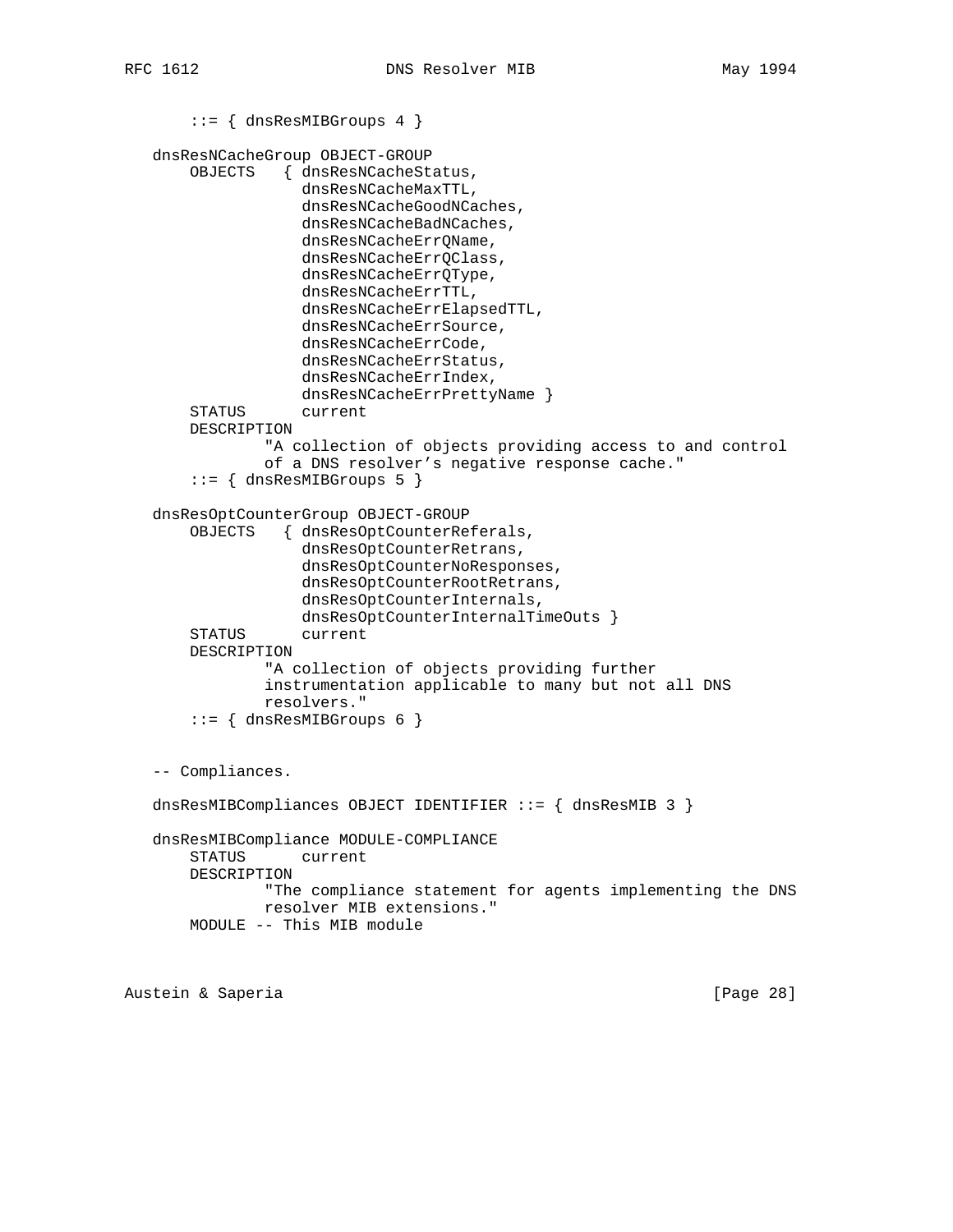```
       ::= { dnsResMIBGroups 4 }

   dnsResNCacheGroup OBJECT-GROUP
       OBJECTS   { dnsResNCacheStatus,
                   dnsResNCacheMaxTTL,
                   dnsResNCacheGoodNCaches,
                   dnsResNCacheBadNCaches,
                   dnsResNCacheErrQName,
                   dnsResNCacheErrQClass,
                   dnsResNCacheErrQType,
                   dnsResNCacheErrTTL,
                   dnsResNCacheErrElapsedTTL,
                   dnsResNCacheErrSource,
                   dnsResNCacheErrCode,
                   dnsResNCacheErrStatus,
                   dnsResNCacheErrIndex,
                   dnsResNCacheErrPrettyName }
       STATUS      current
       DESCRIPTION
               "A collection of objects providing access to and control
               of a DNS resolver's negative response cache."
       ::= { dnsResMIBGroups 5 }

   dnsResOptCounterGroup OBJECT-GROUP
       OBJECTS   { dnsResOptCounterReferals,
                   dnsResOptCounterRetrans,
                   dnsResOptCounterNoResponses,
                   dnsResOptCounterRootRetrans,
                   dnsResOptCounterInternals,
                   dnsResOptCounterInternalTimeOuts }
       STATUS      current
       DESCRIPTION
               "A collection of objects providing further
               instrumentation applicable to many but not all DNS
               resolvers."
       ::= { dnsResMIBGroups 6 }


   -- Compliances.

   dnsResMIBCompliances OBJECT IDENTIFIER ::= { dnsResMIB 3 }

   dnsResMIBCompliance MODULE-COMPLIANCE
       STATUS      current
       DESCRIPTION
               "The compliance statement for agents implementing the DNS
               resolver MIB extensions."
       MODULE -- This MIB module
```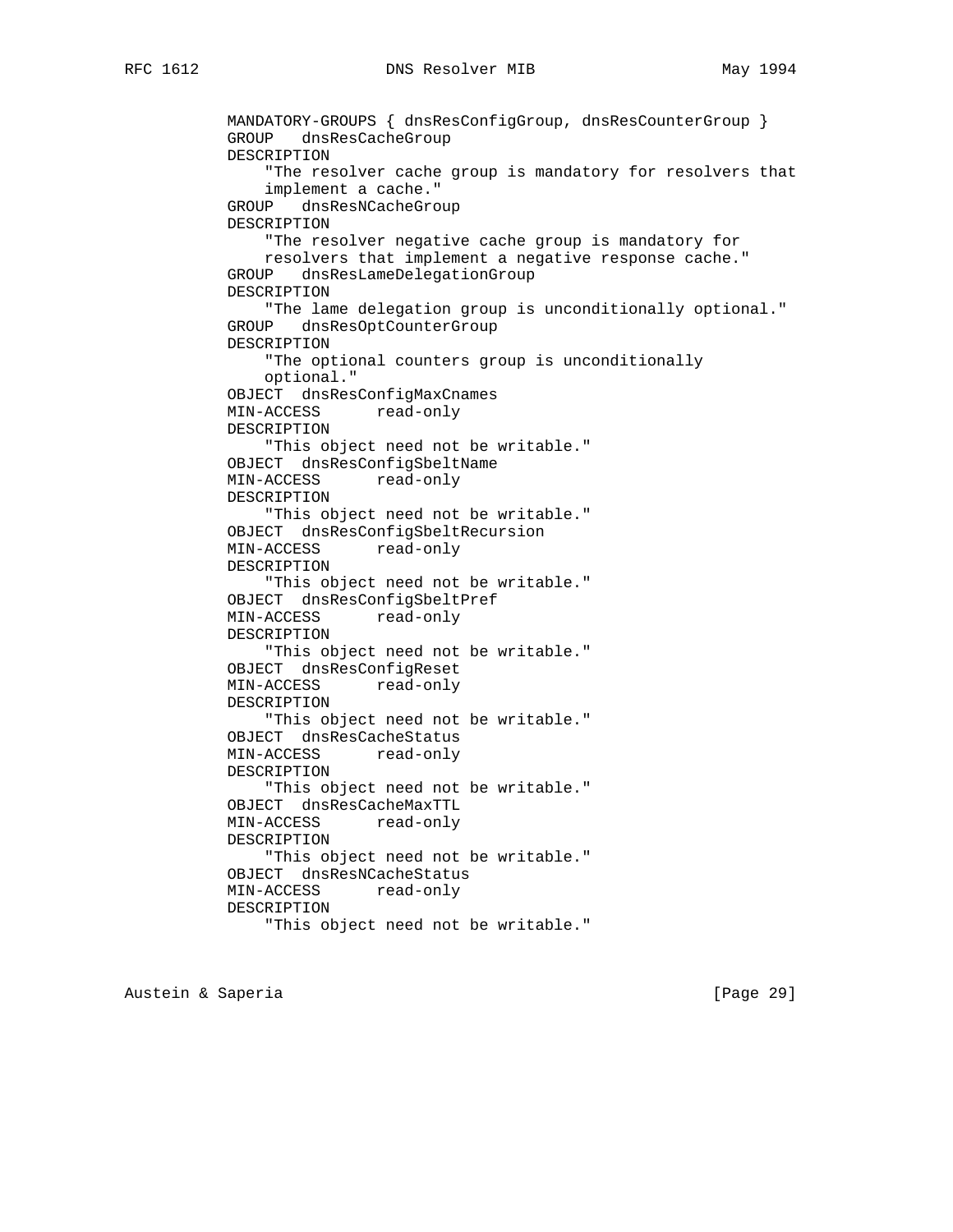```
          MANDATORY-GROUPS { dnsResConfigGroup, dnsResCounterGroup }
          GROUP   dnsResCacheGroup
          DESCRIPTION
              "The resolver cache group is mandatory for resolvers that
              implement a cache."
          GROUP   dnsResNCacheGroup
          DESCRIPTION
              "The resolver negative cache group is mandatory for
              resolvers that implement a negative response cache."
          GROUP   dnsResLameDelegationGroup
          DESCRIPTION
              "The lame delegation group is unconditionally optional."
          GROUP   dnsResOptCounterGroup
          DESCRIPTION
              "The optional counters group is unconditionally
              optional."
          OBJECT  dnsResConfigMaxCnames
          MIN-ACCESS      read-only
          DESCRIPTION
              "This object need not be writable."
          OBJECT  dnsResConfigSbeltName
          MIN-ACCESS      read-only
          DESCRIPTION
              "This object need not be writable."
          OBJECT  dnsResConfigSbeltRecursion
          MIN-ACCESS      read-only
          DESCRIPTION
              "This object need not be writable."
          OBJECT  dnsResConfigSbeltPref
          MIN-ACCESS      read-only
          DESCRIPTION
              "This object need not be writable."
          OBJECT  dnsResConfigReset
          MIN-ACCESS      read-only
          DESCRIPTION
              "This object need not be writable."
          OBJECT  dnsResCacheStatus
          MIN-ACCESS      read-only
          DESCRIPTION
              "This object need not be writable."
          OBJECT  dnsResCacheMaxTTL
          MIN-ACCESS      read-only
          DESCRIPTION
              "This object need not be writable."
          OBJECT  dnsResNCacheStatus
          MIN-ACCESS      read-only
          DESCRIPTION
              "This object need not be writable."
```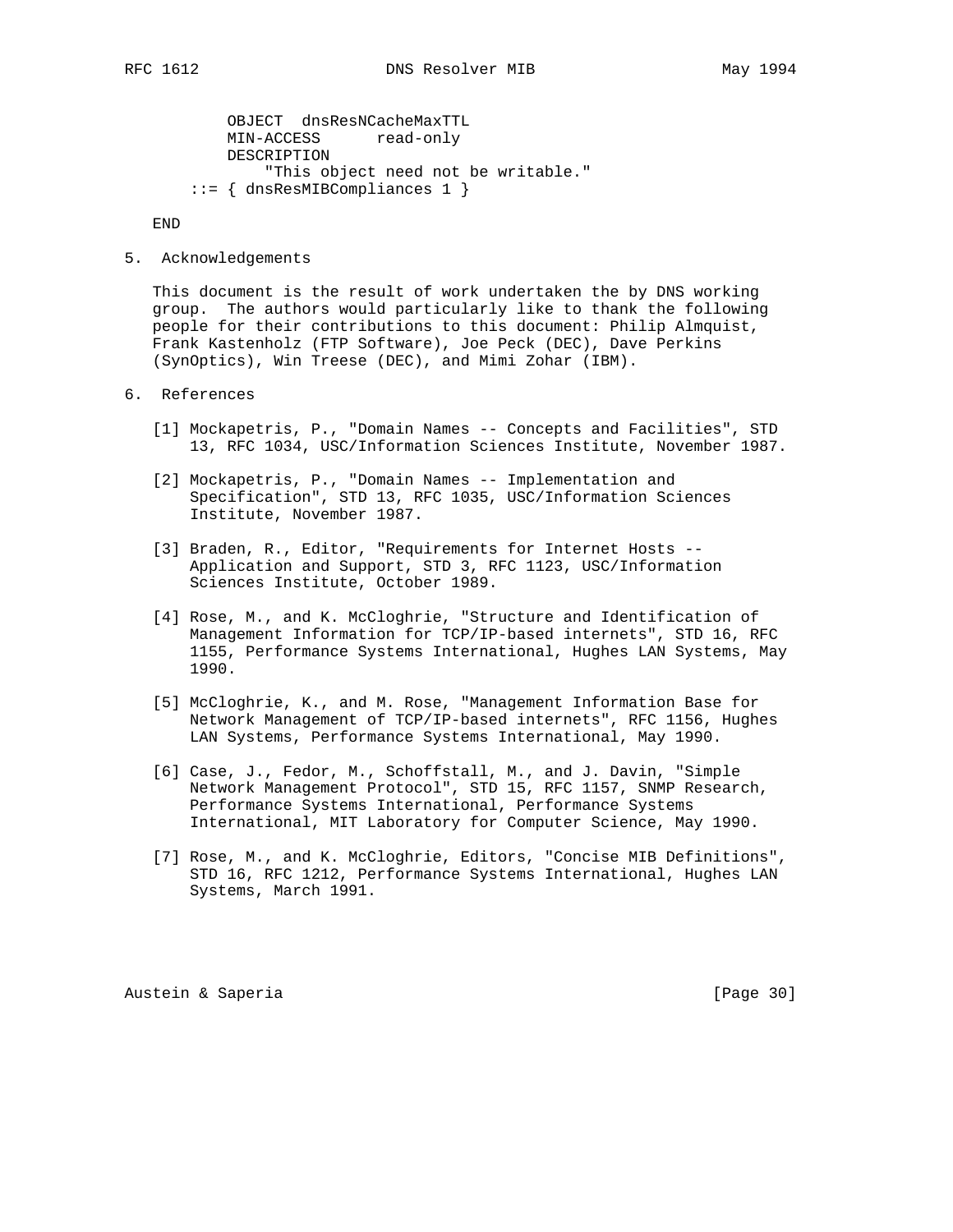```
          OBJECT  dnsResNCacheMaxTTL
          MIN-ACCESS      read-only
          DESCRIPTION
              "This object need not be writable."
      ::= { dnsResMIBCompliances 1 }

   END
```

## 5. Acknowledgements

This document is the result of work undertaken the by DNS working group. The authors would particularly like to thank the following people for their contributions to this document: Philip Almquist, Frank Kastenholz (FTP Software), Joe Peck (DEC), Dave Perkins (SynOptics), Win Treese (DEC), and Mimi Zohar (IBM).

## 6. References

[1] Mockapetris, P., "Domain Names -- Concepts and Facilities", STD 13, RFC 1034, USC/Information Sciences Institute, November 1987.

[2] Mockapetris, P., "Domain Names -- Implementation and Specification", STD 13, RFC 1035, USC/Information Sciences Institute, November 1987.

[3] Braden, R., Editor, "Requirements for Internet Hosts -- Application and Support, STD 3, RFC 1123, USC/Information Sciences Institute, October 1989.

[4] Rose, M., and K. McCloghrie, "Structure and Identification of Management Information for TCP/IP-based internets", STD 16, RFC 1155, Performance Systems International, Hughes LAN Systems, May 1990.

[5] McCloghrie, K., and M. Rose, "Management Information Base for Network Management of TCP/IP-based internets", RFC 1156, Hughes LAN Systems, Performance Systems International, May 1990.

[6] Case, J., Fedor, M., Schoffstall, M., and J. Davin, "Simple Network Management Protocol", STD 15, RFC 1157, SNMP Research, Performance Systems International, Performance Systems International, MIT Laboratory for Computer Science, May 1990.

[7] Rose, M., and K. McCloghrie, Editors, "Concise MIB Definitions", STD 16, RFC 1212, Performance Systems International, Hughes LAN Systems, March 1991.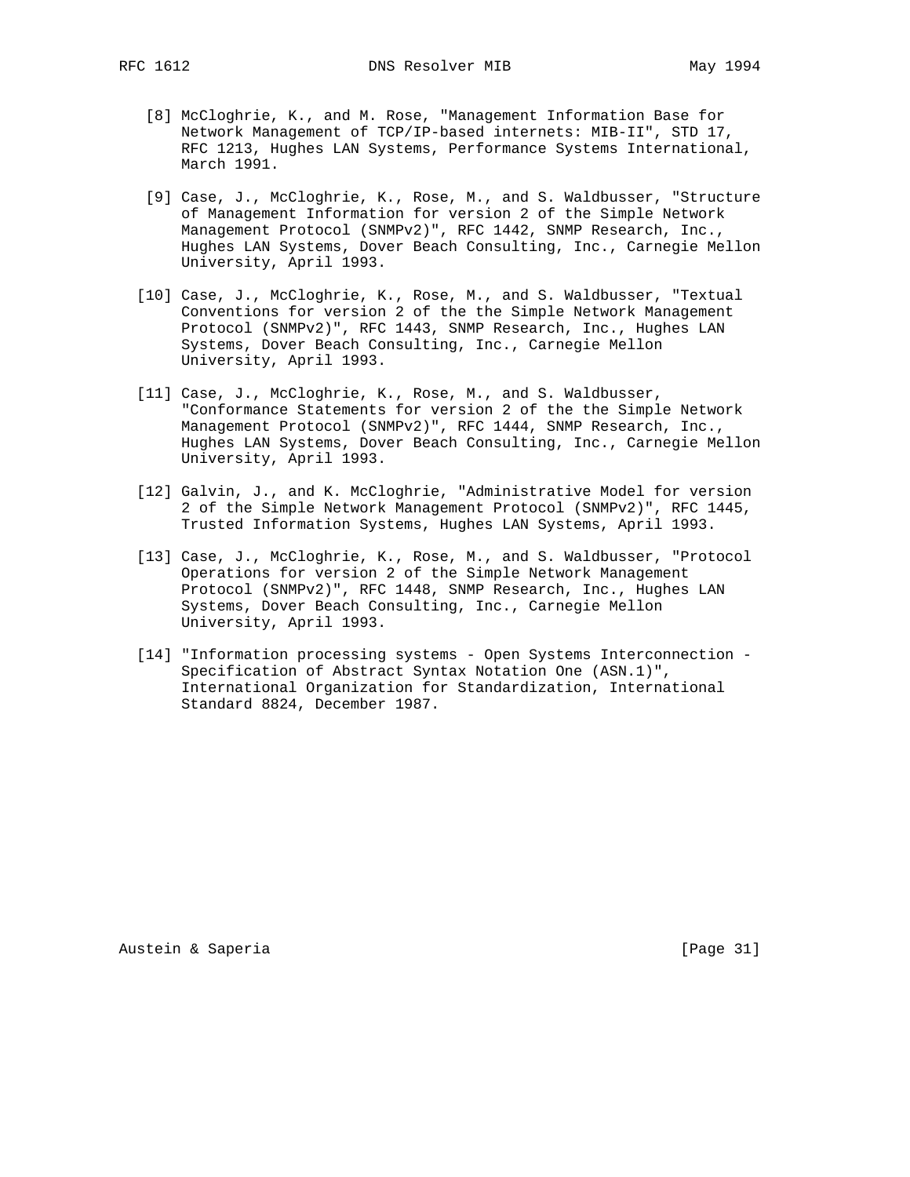[8] McCloghrie, K., and M. Rose, "Management Information Base for Network Management of TCP/IP-based internets: MIB-II", STD 17, RFC 1213, Hughes LAN Systems, Performance Systems International, March 1991.

[9] Case, J., McCloghrie, K., Rose, M., and S. Waldbusser, "Structure of Management Information for version 2 of the Simple Network Management Protocol (SNMPv2)", RFC 1442, SNMP Research, Inc., Hughes LAN Systems, Dover Beach Consulting, Inc., Carnegie Mellon University, April 1993.

[10] Case, J., McCloghrie, K., Rose, M., and S. Waldbusser, "Textual Conventions for version 2 of the the Simple Network Management Protocol (SNMPv2)", RFC 1443, SNMP Research, Inc., Hughes LAN Systems, Dover Beach Consulting, Inc., Carnegie Mellon University, April 1993.

[11] Case, J., McCloghrie, K., Rose, M., and S. Waldbusser, "Conformance Statements for version 2 of the the Simple Network Management Protocol (SNMPv2)", RFC 1444, SNMP Research, Inc., Hughes LAN Systems, Dover Beach Consulting, Inc., Carnegie Mellon University, April 1993.

[12] Galvin, J., and K. McCloghrie, "Administrative Model for version 2 of the Simple Network Management Protocol (SNMPv2)", RFC 1445, Trusted Information Systems, Hughes LAN Systems, April 1993.

[13] Case, J., McCloghrie, K., Rose, M., and S. Waldbusser, "Protocol Operations for version 2 of the Simple Network Management Protocol (SNMPv2)", RFC 1448, SNMP Research, Inc., Hughes LAN Systems, Dover Beach Consulting, Inc., Carnegie Mellon University, April 1993.

[14] "Information processing systems - Open Systems Interconnection - Specification of Abstract Syntax Notation One (ASN.1)", International Organization for Standardization, International Standard 8824, December 1987.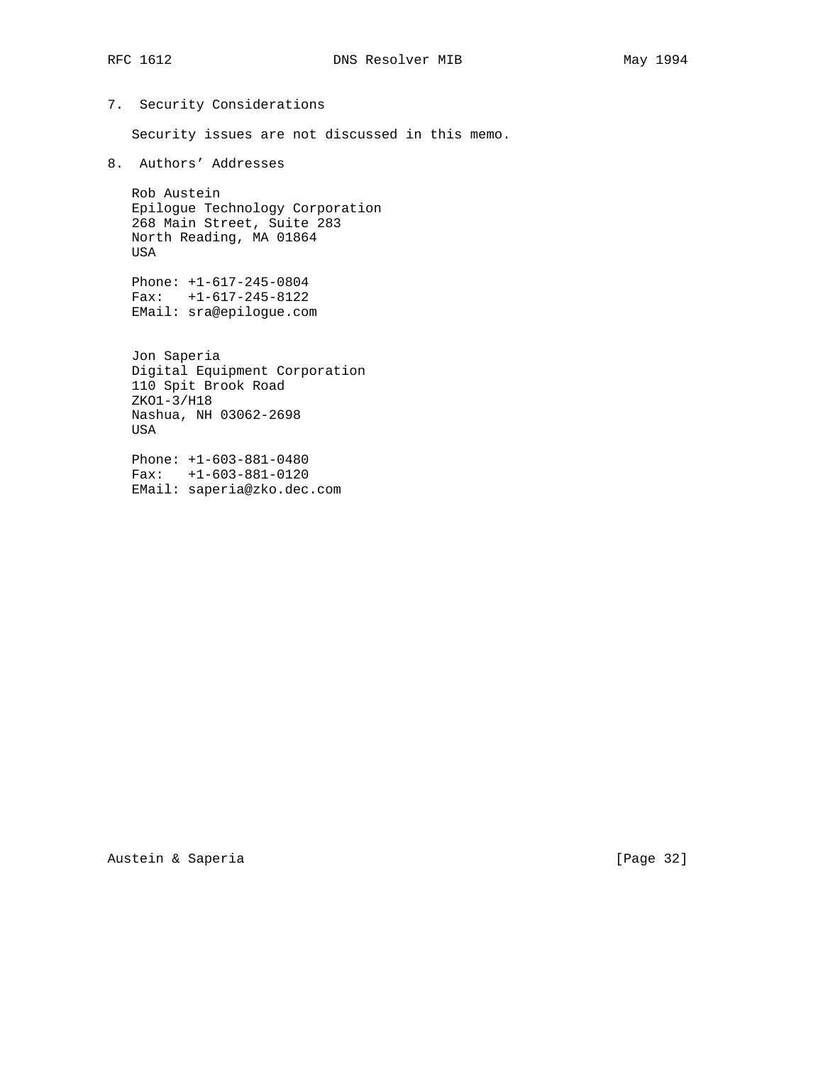## 7. Security Considerations

Security issues are not discussed in this memo.

## 8. Authors' Addresses

Rob Austein
Epilogue Technology Corporation
268 Main Street, Suite 283
North Reading, MA 01864
USA

Phone: +1-617-245-0804
Fax: +1-617-245-8122
EMail: sra@epilogue.com

Jon Saperia
Digital Equipment Corporation
110 Spit Brook Road
ZKO1-3/H18
Nashua, NH 03062-2698
USA

Phone: +1-603-881-0480
Fax: +1-603-881-0120
EMail: saperia@zko.dec.com